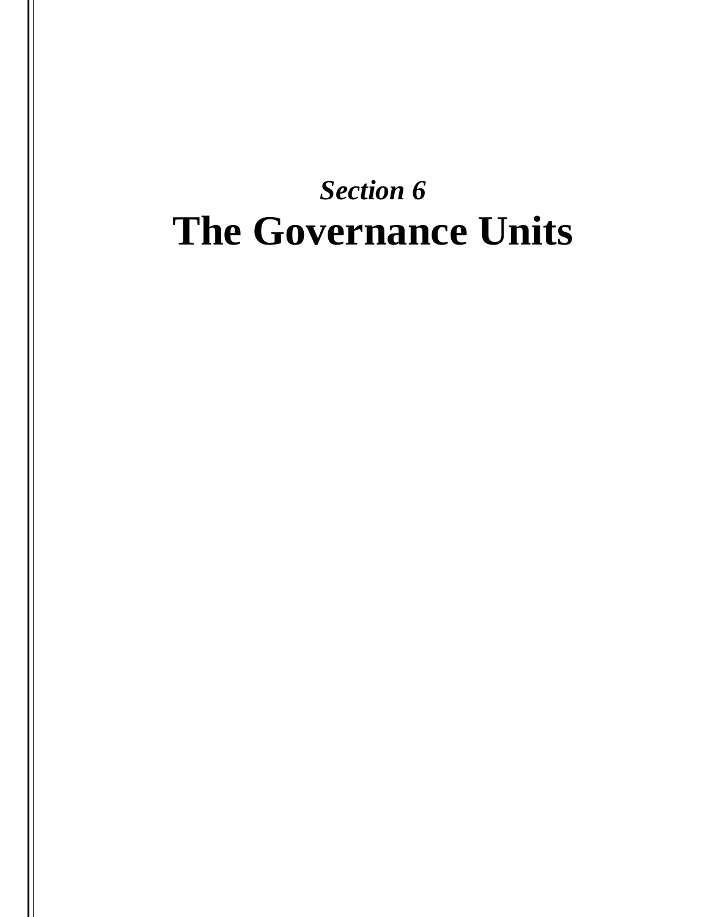*Section 6*

# The Governance Units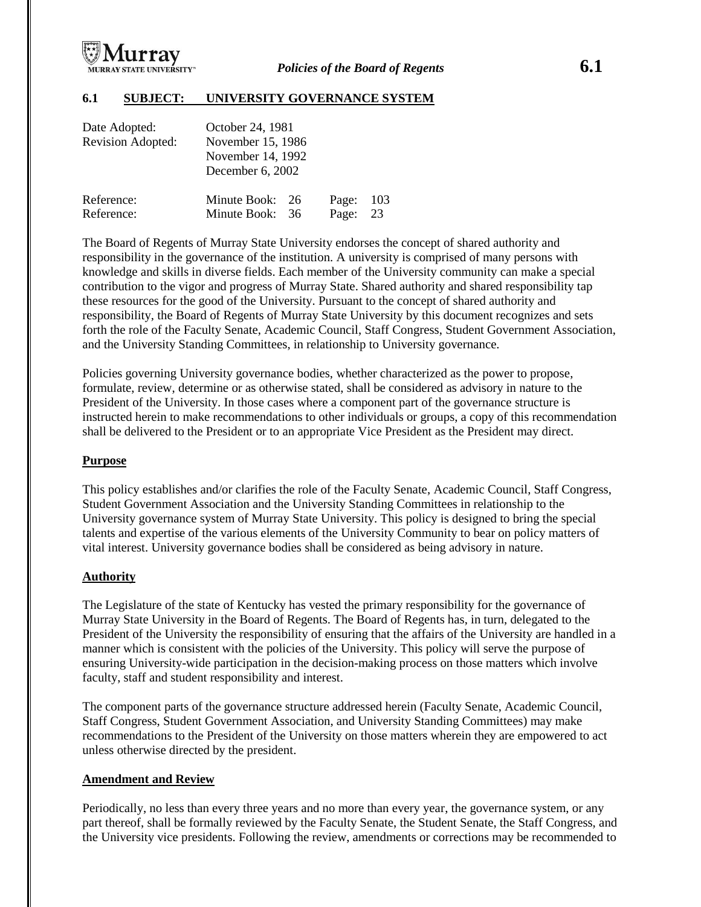## 6.1 SUBJECT: UNIVERSITY GOVERNANCE SYSTEM

| | | | |
|---|---|---|---|
| Date Adopted: | October 24, 1981 | | |
| Revision Adopted: | November 15, 1986 | | |
| | November 14, 1992 | | |
| | December 6, 2002 | | |
| Reference: | Minute Book: 26 | Page: | 103 |
| Reference: | Minute Book: 36 | Page: | 23 |

The Board of Regents of Murray State University endorses the concept of shared authority and responsibility in the governance of the institution. A university is comprised of many persons with knowledge and skills in diverse fields. Each member of the University community can make a special contribution to the vigor and progress of Murray State. Shared authority and shared responsibility tap these resources for the good of the University. Pursuant to the concept of shared authority and responsibility, the Board of Regents of Murray State University by this document recognizes and sets forth the role of the Faculty Senate, Academic Council, Staff Congress, Student Government Association, and the University Standing Committees, in relationship to University governance.

Policies governing University governance bodies, whether characterized as the power to propose, formulate, review, determine or as otherwise stated, shall be considered as advisory in nature to the President of the University. In those cases where a component part of the governance structure is instructed herein to make recommendations to other individuals or groups, a copy of this recommendation shall be delivered to the President or to an appropriate Vice President as the President may direct.

### Purpose

This policy establishes and/or clarifies the role of the Faculty Senate, Academic Council, Staff Congress, Student Government Association and the University Standing Committees in relationship to the University governance system of Murray State University. This policy is designed to bring the special talents and expertise of the various elements of the University Community to bear on policy matters of vital interest. University governance bodies shall be considered as being advisory in nature.

### Authority

The Legislature of the state of Kentucky has vested the primary responsibility for the governance of Murray State University in the Board of Regents. The Board of Regents has, in turn, delegated to the President of the University the responsibility of ensuring that the affairs of the University are handled in a manner which is consistent with the policies of the University. This policy will serve the purpose of ensuring University-wide participation in the decision-making process on those matters which involve faculty, staff and student responsibility and interest.

The component parts of the governance structure addressed herein (Faculty Senate, Academic Council, Staff Congress, Student Government Association, and University Standing Committees) may make recommendations to the President of the University on those matters wherein they are empowered to act unless otherwise directed by the president.

### Amendment and Review

Periodically, no less than every three years and no more than every year, the governance system, or any part thereof, shall be formally reviewed by the Faculty Senate, the Student Senate, the Staff Congress, and the University vice presidents. Following the review, amendments or corrections may be recommended to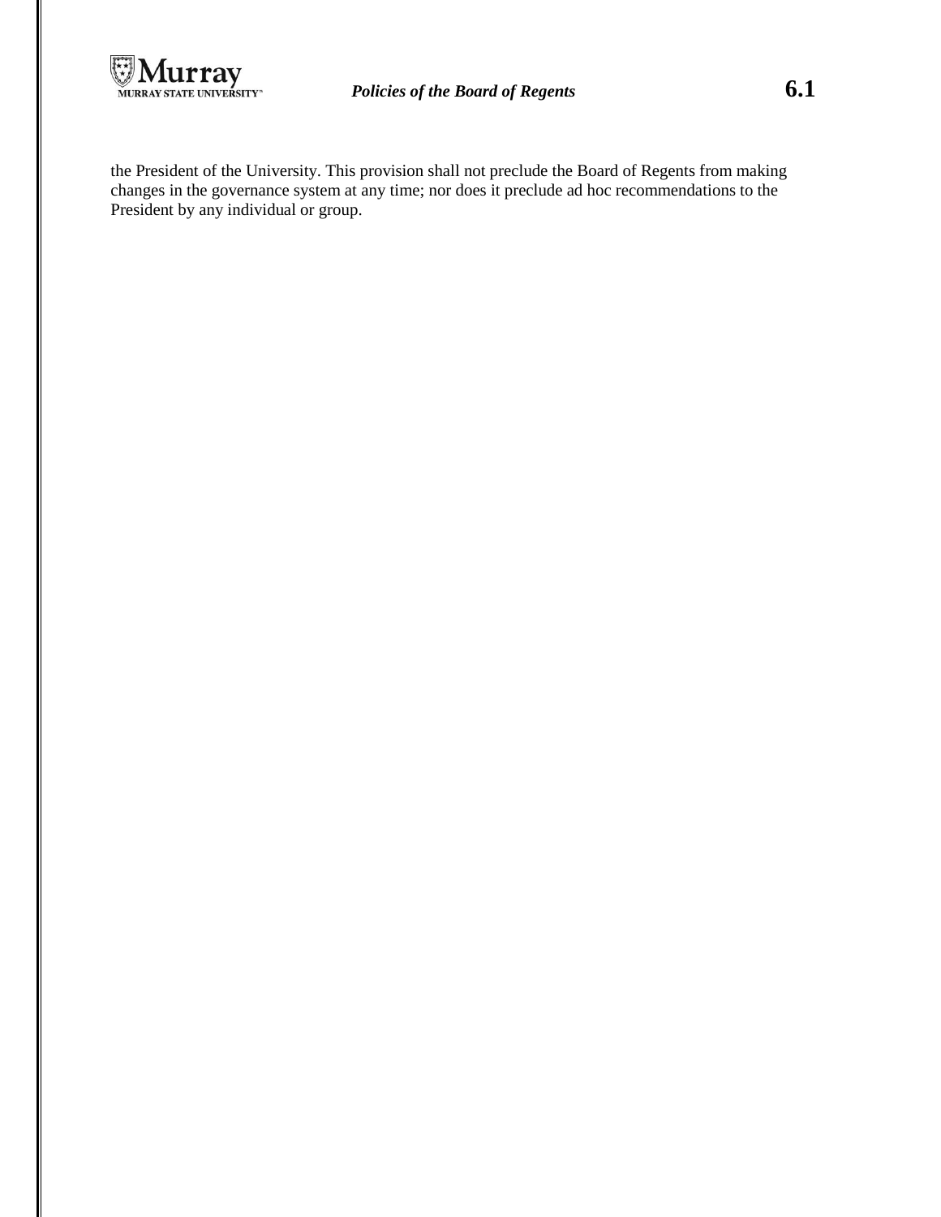the President of the University. This provision shall not preclude the Board of Regents from making changes in the governance system at any time; nor does it preclude ad hoc recommendations to the President by any individual or group.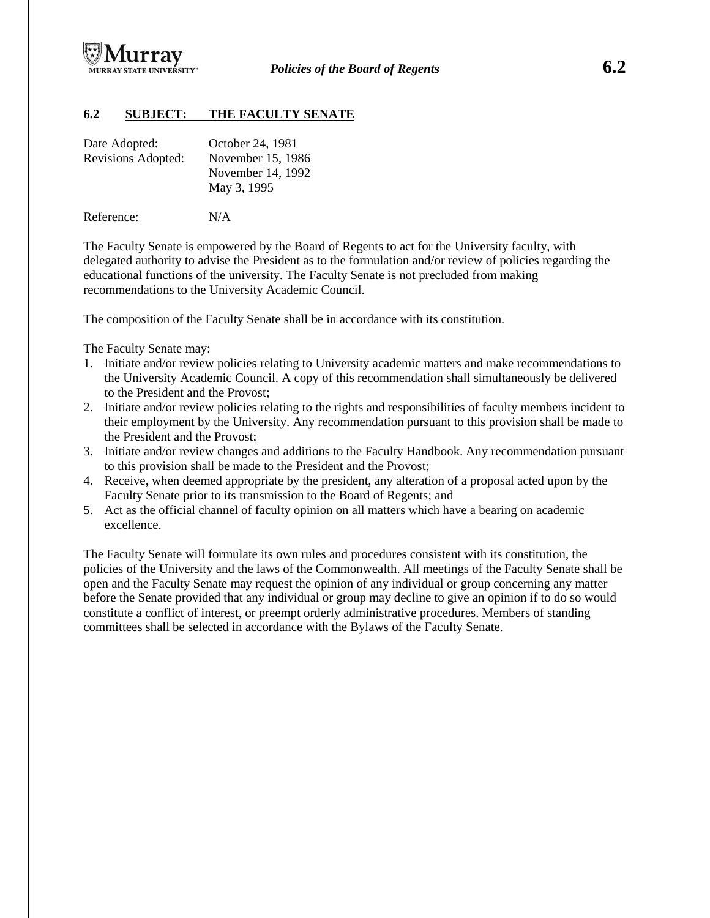## 6.2 SUBJECT: THE FACULTY SENATE

Date Adopted: October 24, 1981
Revisions Adopted: November 15, 1986
November 14, 1992
May 3, 1995

Reference: N/A

The Faculty Senate is empowered by the Board of Regents to act for the University faculty, with delegated authority to advise the President as to the formulation and/or review of policies regarding the educational functions of the university. The Faculty Senate is not precluded from making recommendations to the University Academic Council.

The composition of the Faculty Senate shall be in accordance with its constitution.

The Faculty Senate may:

1. Initiate and/or review policies relating to University academic matters and make recommendations to the University Academic Council. A copy of this recommendation shall simultaneously be delivered to the President and the Provost;
2. Initiate and/or review policies relating to the rights and responsibilities of faculty members incident to their employment by the University. Any recommendation pursuant to this provision shall be made to the President and the Provost;
3. Initiate and/or review changes and additions to the Faculty Handbook. Any recommendation pursuant to this provision shall be made to the President and the Provost;
4. Receive, when deemed appropriate by the president, any alteration of a proposal acted upon by the Faculty Senate prior to its transmission to the Board of Regents; and
5. Act as the official channel of faculty opinion on all matters which have a bearing on academic excellence.

The Faculty Senate will formulate its own rules and procedures consistent with its constitution, the policies of the University and the laws of the Commonwealth. All meetings of the Faculty Senate shall be open and the Faculty Senate may request the opinion of any individual or group concerning any matter before the Senate provided that any individual or group may decline to give an opinion if to do so would constitute a conflict of interest, or preempt orderly administrative procedures. Members of standing committees shall be selected in accordance with the Bylaws of the Faculty Senate.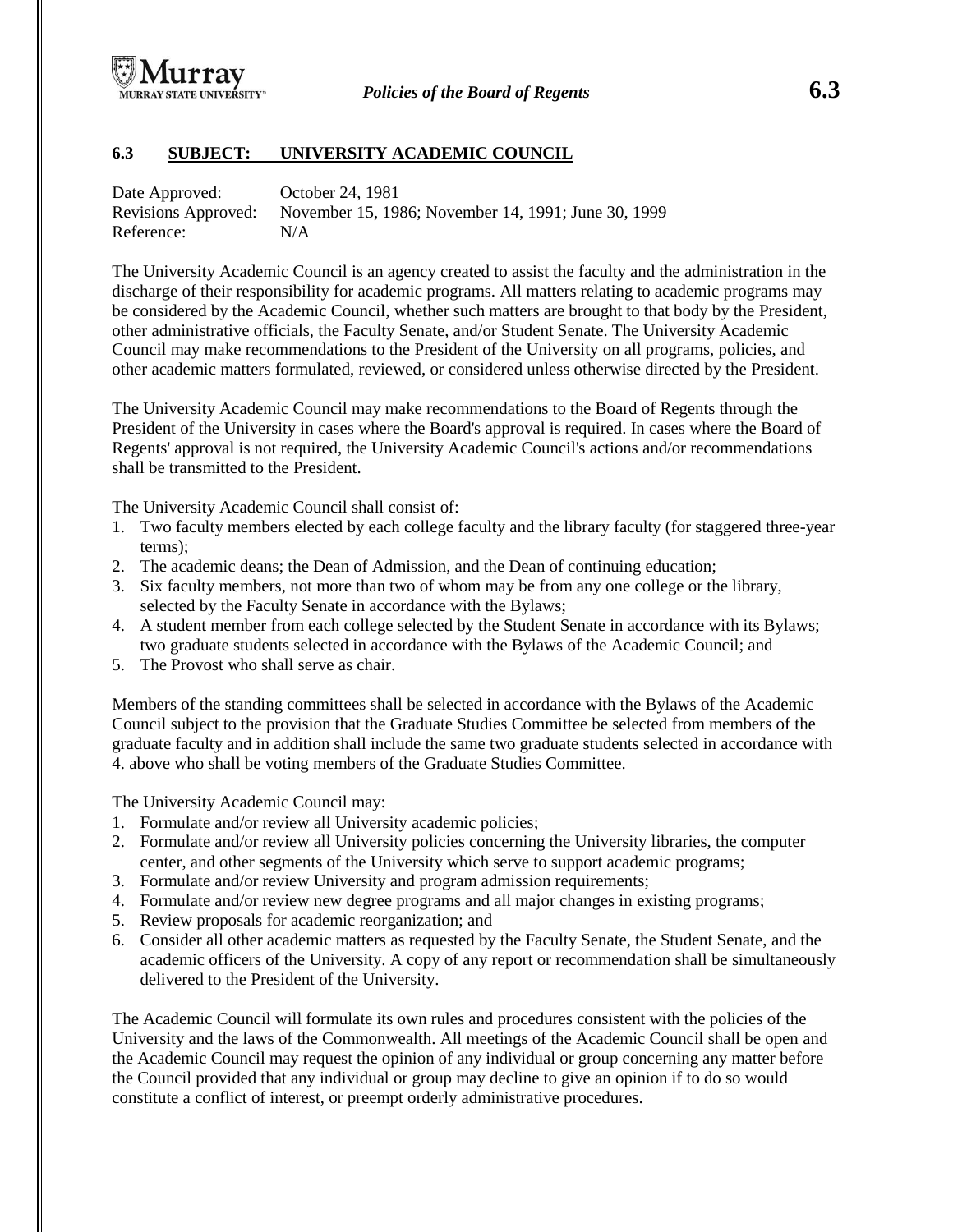## 6.3 SUBJECT: UNIVERSITY ACADEMIC COUNCIL

Date Approved: October 24, 1981
Revisions Approved: November 15, 1986; November 14, 1991; June 30, 1999
Reference: N/A

The University Academic Council is an agency created to assist the faculty and the administration in the discharge of their responsibility for academic programs. All matters relating to academic programs may be considered by the Academic Council, whether such matters are brought to that body by the President, other administrative officials, the Faculty Senate, and/or Student Senate. The University Academic Council may make recommendations to the President of the University on all programs, policies, and other academic matters formulated, reviewed, or considered unless otherwise directed by the President.

The University Academic Council may make recommendations to the Board of Regents through the President of the University in cases where the Board's approval is required. In cases where the Board of Regents' approval is not required, the University Academic Council's actions and/or recommendations shall be transmitted to the President.

The University Academic Council shall consist of:

1. Two faculty members elected by each college faculty and the library faculty (for staggered three-year terms);
2. The academic deans; the Dean of Admission, and the Dean of continuing education;
3. Six faculty members, not more than two of whom may be from any one college or the library, selected by the Faculty Senate in accordance with the Bylaws;
4. A student member from each college selected by the Student Senate in accordance with its Bylaws; two graduate students selected in accordance with the Bylaws of the Academic Council; and
5. The Provost who shall serve as chair.

Members of the standing committees shall be selected in accordance with the Bylaws of the Academic Council subject to the provision that the Graduate Studies Committee be selected from members of the graduate faculty and in addition shall include the same two graduate students selected in accordance with 4. above who shall be voting members of the Graduate Studies Committee.

The University Academic Council may:

1. Formulate and/or review all University academic policies;
2. Formulate and/or review all University policies concerning the University libraries, the computer center, and other segments of the University which serve to support academic programs;
3. Formulate and/or review University and program admission requirements;
4. Formulate and/or review new degree programs and all major changes in existing programs;
5. Review proposals for academic reorganization; and
6. Consider all other academic matters as requested by the Faculty Senate, the Student Senate, and the academic officers of the University. A copy of any report or recommendation shall be simultaneously delivered to the President of the University.

The Academic Council will formulate its own rules and procedures consistent with the policies of the University and the laws of the Commonwealth. All meetings of the Academic Council shall be open and the Academic Council may request the opinion of any individual or group concerning any matter before the Council provided that any individual or group may decline to give an opinion if to do so would constitute a conflict of interest, or preempt orderly administrative procedures.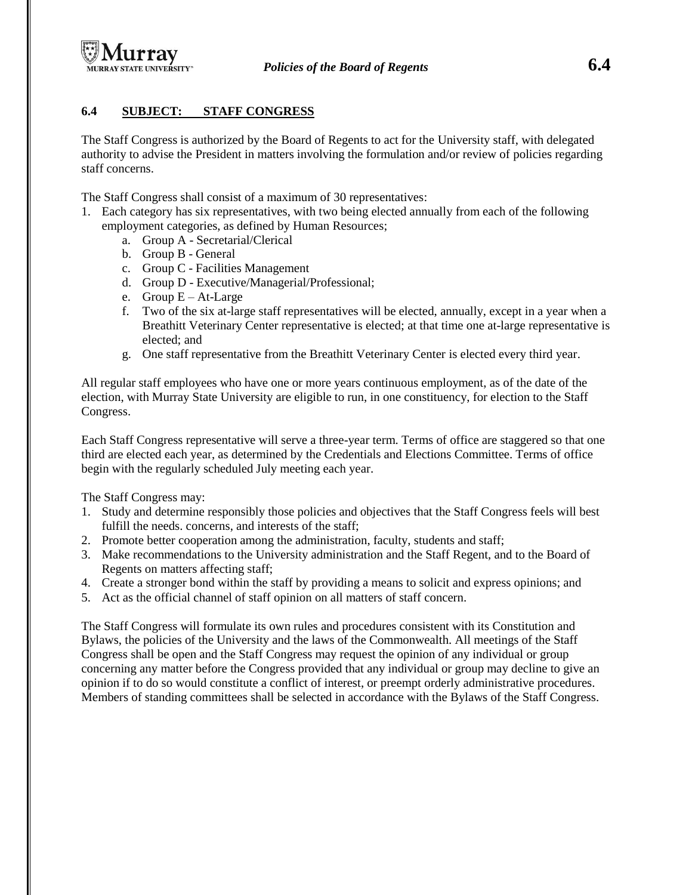## 6.4 SUBJECT: STAFF CONGRESS

The Staff Congress is authorized by the Board of Regents to act for the University staff, with delegated authority to advise the President in matters involving the formulation and/or review of policies regarding staff concerns.

The Staff Congress shall consist of a maximum of 30 representatives:

1. Each category has six representatives, with two being elected annually from each of the following employment categories, as defined by Human Resources;
   a. Group A - Secretarial/Clerical
   b. Group B - General
   c. Group C - Facilities Management
   d. Group D - Executive/Managerial/Professional;
   e. Group E – At-Large
   f. Two of the six at-large staff representatives will be elected, annually, except in a year when a Breathitt Veterinary Center representative is elected; at that time one at-large representative is elected; and
   g. One staff representative from the Breathitt Veterinary Center is elected every third year.

All regular staff employees who have one or more years continuous employment, as of the date of the election, with Murray State University are eligible to run, in one constituency, for election to the Staff Congress.

Each Staff Congress representative will serve a three-year term. Terms of office are staggered so that one third are elected each year, as determined by the Credentials and Elections Committee. Terms of office begin with the regularly scheduled July meeting each year.

The Staff Congress may:

1. Study and determine responsibly those policies and objectives that the Staff Congress feels will best fulfill the needs. concerns, and interests of the staff;
2. Promote better cooperation among the administration, faculty, students and staff;
3. Make recommendations to the University administration and the Staff Regent, and to the Board of Regents on matters affecting staff;
4. Create a stronger bond within the staff by providing a means to solicit and express opinions; and
5. Act as the official channel of staff opinion on all matters of staff concern.

The Staff Congress will formulate its own rules and procedures consistent with its Constitution and Bylaws, the policies of the University and the laws of the Commonwealth. All meetings of the Staff Congress shall be open and the Staff Congress may request the opinion of any individual or group concerning any matter before the Congress provided that any individual or group may decline to give an opinion if to do so would constitute a conflict of interest, or preempt orderly administrative procedures. Members of standing committees shall be selected in accordance with the Bylaws of the Staff Congress.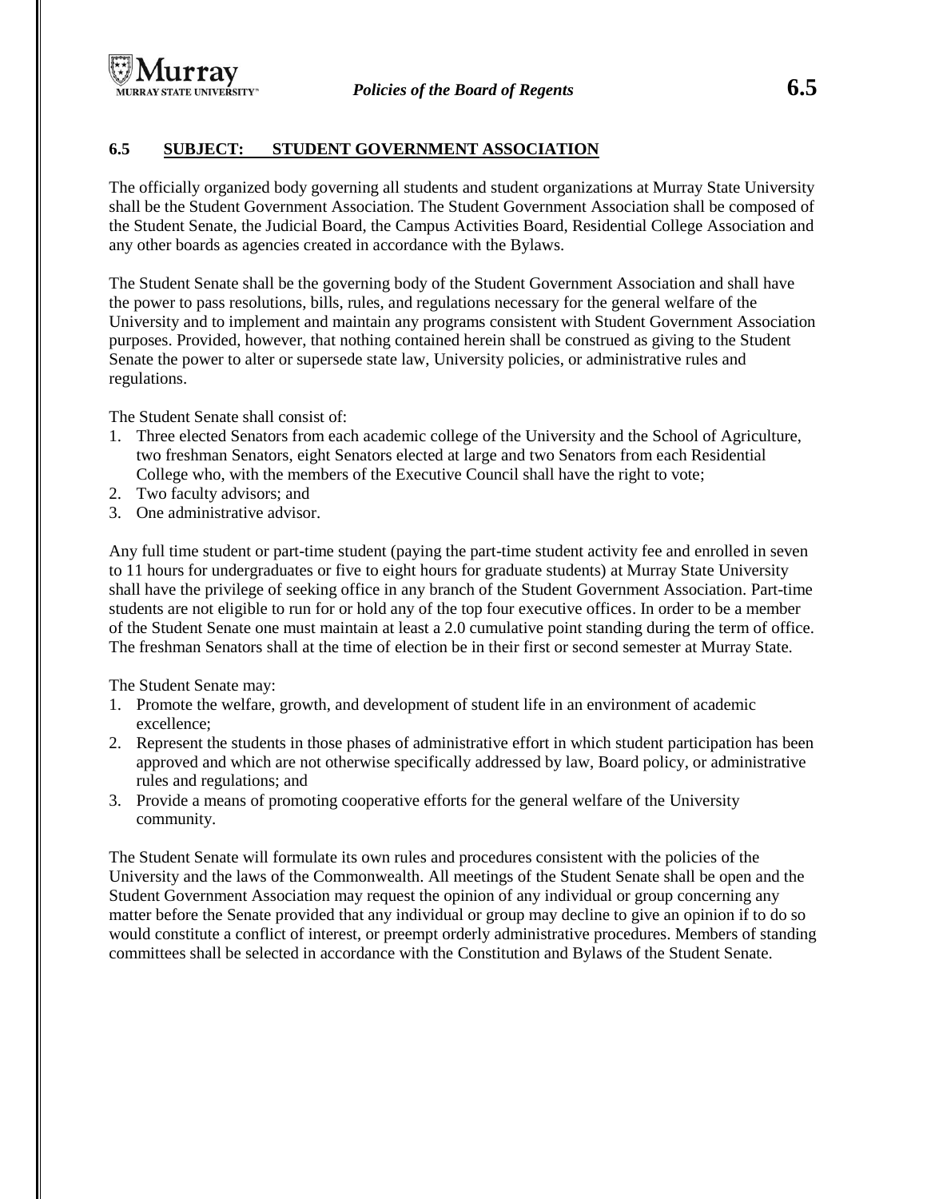## 6.5 SUBJECT: STUDENT GOVERNMENT ASSOCIATION

The officially organized body governing all students and student organizations at Murray State University shall be the Student Government Association. The Student Government Association shall be composed of the Student Senate, the Judicial Board, the Campus Activities Board, Residential College Association and any other boards as agencies created in accordance with the Bylaws.

The Student Senate shall be the governing body of the Student Government Association and shall have the power to pass resolutions, bills, rules, and regulations necessary for the general welfare of the University and to implement and maintain any programs consistent with Student Government Association purposes. Provided, however, that nothing contained herein shall be construed as giving to the Student Senate the power to alter or supersede state law, University policies, or administrative rules and regulations.

The Student Senate shall consist of:

1. Three elected Senators from each academic college of the University and the School of Agriculture, two freshman Senators, eight Senators elected at large and two Senators from each Residential College who, with the members of the Executive Council shall have the right to vote;
2. Two faculty advisors; and
3. One administrative advisor.

Any full time student or part-time student (paying the part-time student activity fee and enrolled in seven to 11 hours for undergraduates or five to eight hours for graduate students) at Murray State University shall have the privilege of seeking office in any branch of the Student Government Association. Part-time students are not eligible to run for or hold any of the top four executive offices. In order to be a member of the Student Senate one must maintain at least a 2.0 cumulative point standing during the term of office. The freshman Senators shall at the time of election be in their first or second semester at Murray State.

The Student Senate may:

1. Promote the welfare, growth, and development of student life in an environment of academic excellence;
2. Represent the students in those phases of administrative effort in which student participation has been approved and which are not otherwise specifically addressed by law, Board policy, or administrative rules and regulations; and
3. Provide a means of promoting cooperative efforts for the general welfare of the University community.

The Student Senate will formulate its own rules and procedures consistent with the policies of the University and the laws of the Commonwealth. All meetings of the Student Senate shall be open and the Student Government Association may request the opinion of any individual or group concerning any matter before the Senate provided that any individual or group may decline to give an opinion if to do so would constitute a conflict of interest, or preempt orderly administrative procedures. Members of standing committees shall be selected in accordance with the Constitution and Bylaws of the Student Senate.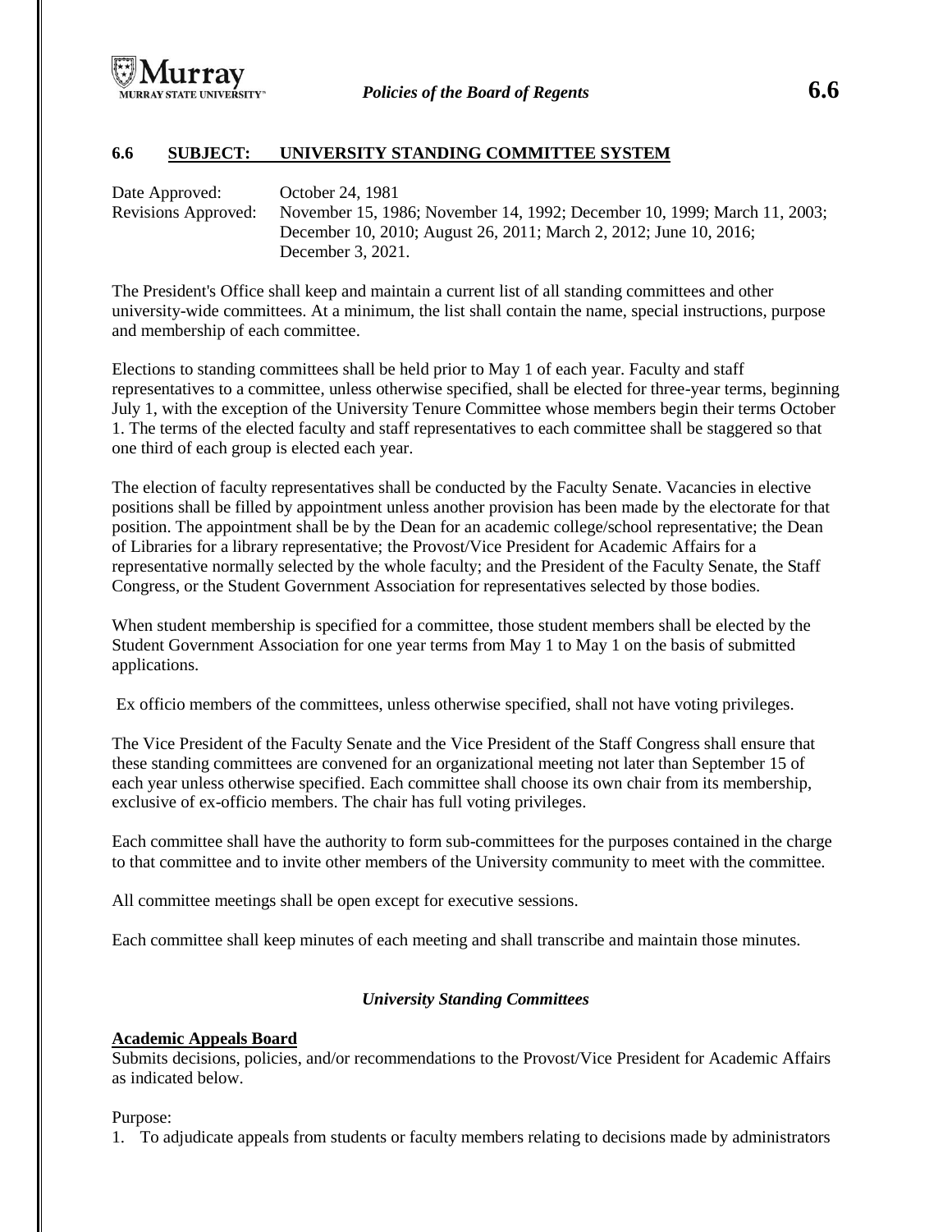## 6.6 SUBJECT: UNIVERSITY STANDING COMMITTEE SYSTEM

Date Approved: October 24, 1981
Revisions Approved: November 15, 1986; November 14, 1992; December 10, 1999; March 11, 2003; December 10, 2010; August 26, 2011; March 2, 2012; June 10, 2016; December 3, 2021.

The President's Office shall keep and maintain a current list of all standing committees and other university-wide committees. At a minimum, the list shall contain the name, special instructions, purpose and membership of each committee.

Elections to standing committees shall be held prior to May 1 of each year. Faculty and staff representatives to a committee, unless otherwise specified, shall be elected for three-year terms, beginning July 1, with the exception of the University Tenure Committee whose members begin their terms October 1. The terms of the elected faculty and staff representatives to each committee shall be staggered so that one third of each group is elected each year.

The election of faculty representatives shall be conducted by the Faculty Senate. Vacancies in elective positions shall be filled by appointment unless another provision has been made by the electorate for that position. The appointment shall be by the Dean for an academic college/school representative; the Dean of Libraries for a library representative; the Provost/Vice President for Academic Affairs for a representative normally selected by the whole faculty; and the President of the Faculty Senate, the Staff Congress, or the Student Government Association for representatives selected by those bodies.

When student membership is specified for a committee, those student members shall be elected by the Student Government Association for one year terms from May 1 to May 1 on the basis of submitted applications.

Ex officio members of the committees, unless otherwise specified, shall not have voting privileges.

The Vice President of the Faculty Senate and the Vice President of the Staff Congress shall ensure that these standing committees are convened for an organizational meeting not later than September 15 of each year unless otherwise specified. Each committee shall choose its own chair from its membership, exclusive of ex-officio members. The chair has full voting privileges.

Each committee shall have the authority to form sub-committees for the purposes contained in the charge to that committee and to invite other members of the University community to meet with the committee.

All committee meetings shall be open except for executive sessions.

Each committee shall keep minutes of each meeting and shall transcribe and maintain those minutes.

### *University Standing Committees*

**Academic Appeals Board**

Submits decisions, policies, and/or recommendations to the Provost/Vice President for Academic Affairs as indicated below.

Purpose:

1. To adjudicate appeals from students or faculty members relating to decisions made by administrators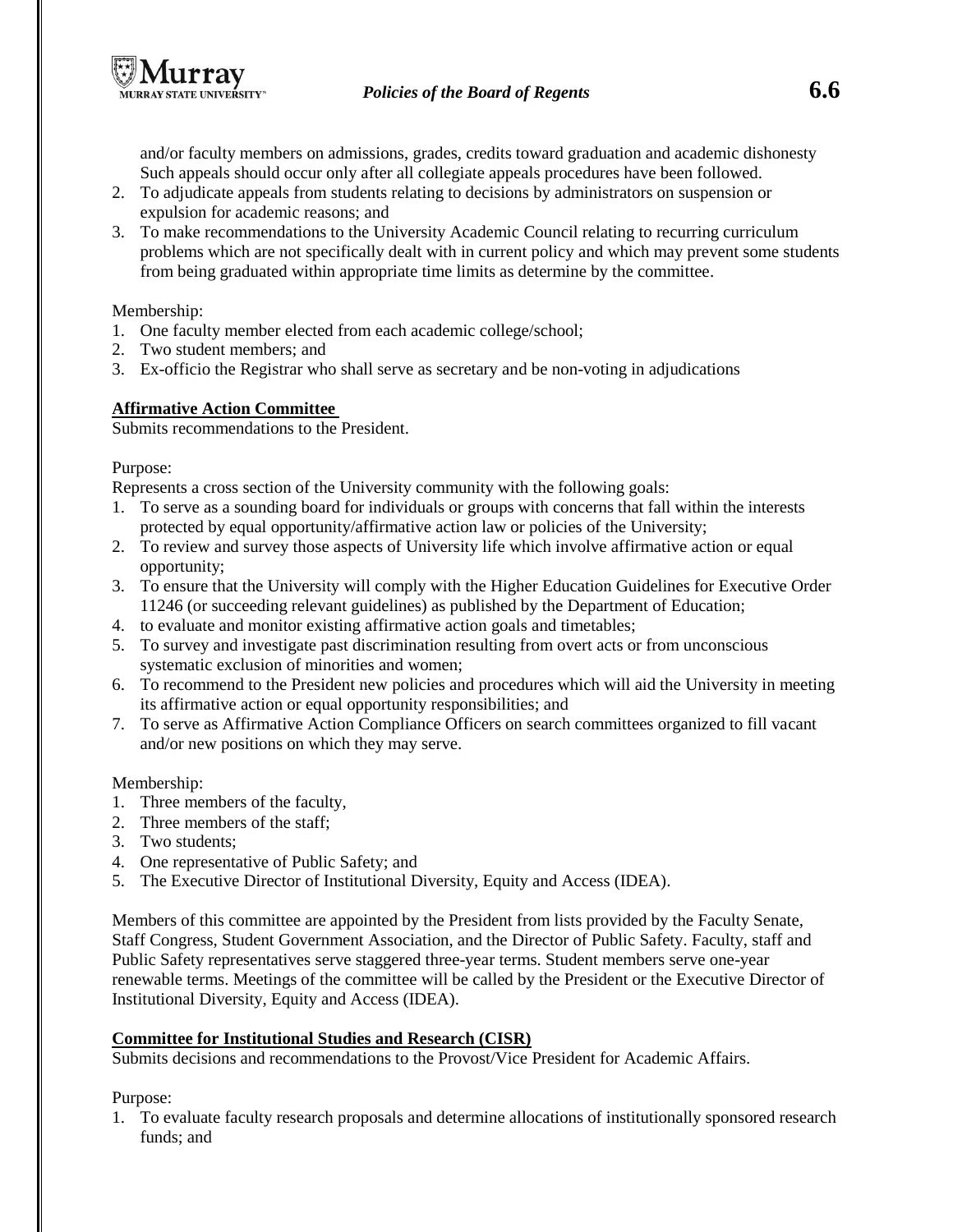and/or faculty members on admissions, grades, credits toward graduation and academic dishonesty Such appeals should occur only after all collegiate appeals procedures have been followed.

2. To adjudicate appeals from students relating to decisions by administrators on suspension or expulsion for academic reasons; and
3. To make recommendations to the University Academic Council relating to recurring curriculum problems which are not specifically dealt with in current policy and which may prevent some students from being graduated within appropriate time limits as determine by the committee.

Membership:

1. One faculty member elected from each academic college/school;
2. Two student members; and
3. Ex-officio the Registrar who shall serve as secretary and be non-voting in adjudications

**Affirmative Action Committee**

Submits recommendations to the President.

Purpose:

Represents a cross section of the University community with the following goals:

1. To serve as a sounding board for individuals or groups with concerns that fall within the interests protected by equal opportunity/affirmative action law or policies of the University;
2. To review and survey those aspects of University life which involve affirmative action or equal opportunity;
3. To ensure that the University will comply with the Higher Education Guidelines for Executive Order 11246 (or succeeding relevant guidelines) as published by the Department of Education;
4. to evaluate and monitor existing affirmative action goals and timetables;
5. To survey and investigate past discrimination resulting from overt acts or from unconscious systematic exclusion of minorities and women;
6. To recommend to the President new policies and procedures which will aid the University in meeting its affirmative action or equal opportunity responsibilities; and
7. To serve as Affirmative Action Compliance Officers on search committees organized to fill vacant and/or new positions on which they may serve.

Membership:

1. Three members of the faculty,
2. Three members of the staff;
3. Two students;
4. One representative of Public Safety; and
5. The Executive Director of Institutional Diversity, Equity and Access (IDEA).

Members of this committee are appointed by the President from lists provided by the Faculty Senate, Staff Congress, Student Government Association, and the Director of Public Safety. Faculty, staff and Public Safety representatives serve staggered three-year terms. Student members serve one-year renewable terms. Meetings of the committee will be called by the President or the Executive Director of Institutional Diversity, Equity and Access (IDEA).

**Committee for Institutional Studies and Research (CISR)**

Submits decisions and recommendations to the Provost/Vice President for Academic Affairs.

Purpose:

1. To evaluate faculty research proposals and determine allocations of institutionally sponsored research funds; and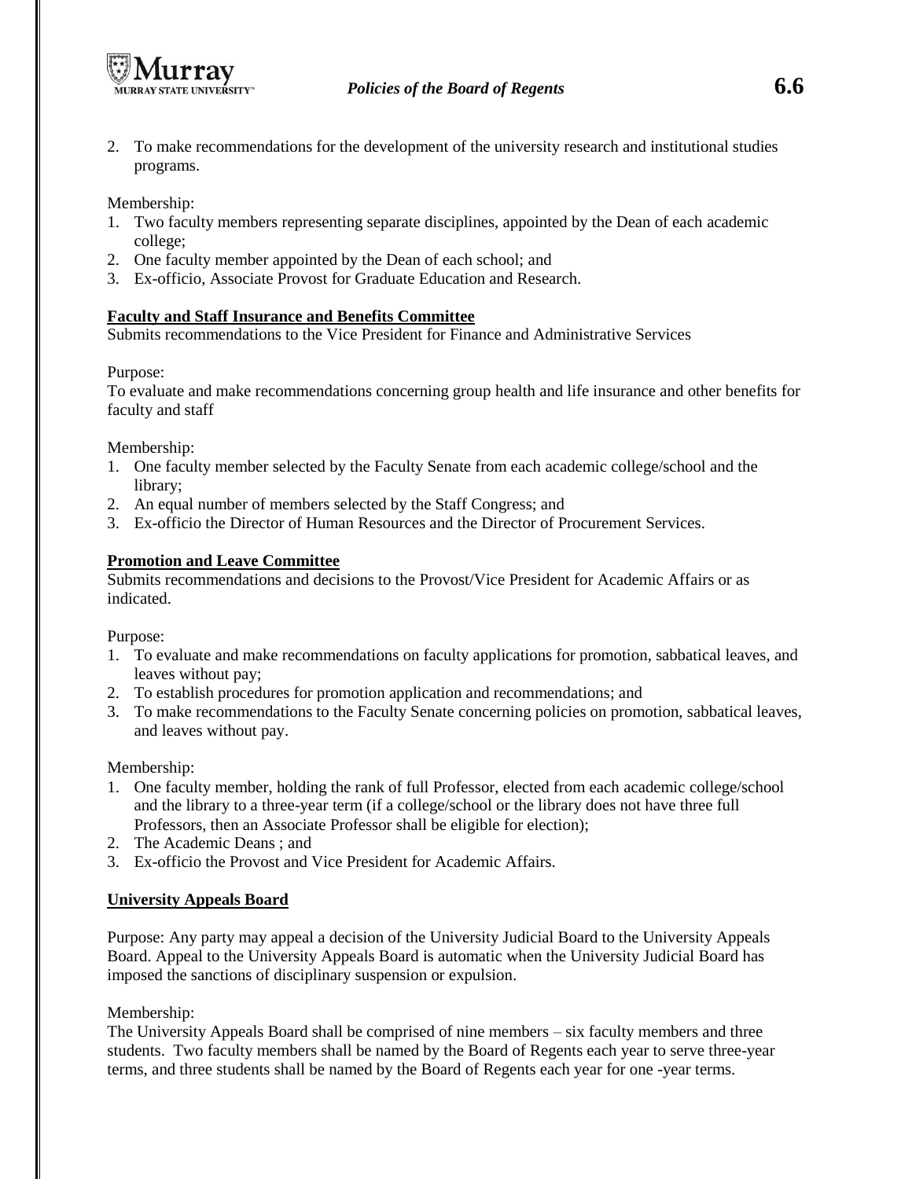2. To make recommendations for the development of the university research and institutional studies programs.

Membership:

1. Two faculty members representing separate disciplines, appointed by the Dean of each academic college;
2. One faculty member appointed by the Dean of each school; and
3. Ex-officio, Associate Provost for Graduate Education and Research.

**Faculty and Staff Insurance and Benefits Committee**

Submits recommendations to the Vice President for Finance and Administrative Services

Purpose:

To evaluate and make recommendations concerning group health and life insurance and other benefits for faculty and staff

Membership:

1. One faculty member selected by the Faculty Senate from each academic college/school and the library;
2. An equal number of members selected by the Staff Congress; and
3. Ex-officio the Director of Human Resources and the Director of Procurement Services.

**Promotion and Leave Committee**

Submits recommendations and decisions to the Provost/Vice President for Academic Affairs or as indicated.

Purpose:

1. To evaluate and make recommendations on faculty applications for promotion, sabbatical leaves, and leaves without pay;
2. To establish procedures for promotion application and recommendations; and
3. To make recommendations to the Faculty Senate concerning policies on promotion, sabbatical leaves, and leaves without pay.

Membership:

1. One faculty member, holding the rank of full Professor, elected from each academic college/school and the library to a three-year term (if a college/school or the library does not have three full Professors, then an Associate Professor shall be eligible for election);
2. The Academic Deans ; and
3. Ex-officio the Provost and Vice President for Academic Affairs.

**University Appeals Board**

Purpose: Any party may appeal a decision of the University Judicial Board to the University Appeals Board. Appeal to the University Appeals Board is automatic when the University Judicial Board has imposed the sanctions of disciplinary suspension or expulsion.

Membership:

The University Appeals Board shall be comprised of nine members – six faculty members and three students. Two faculty members shall be named by the Board of Regents each year to serve three-year terms, and three students shall be named by the Board of Regents each year for one -year terms.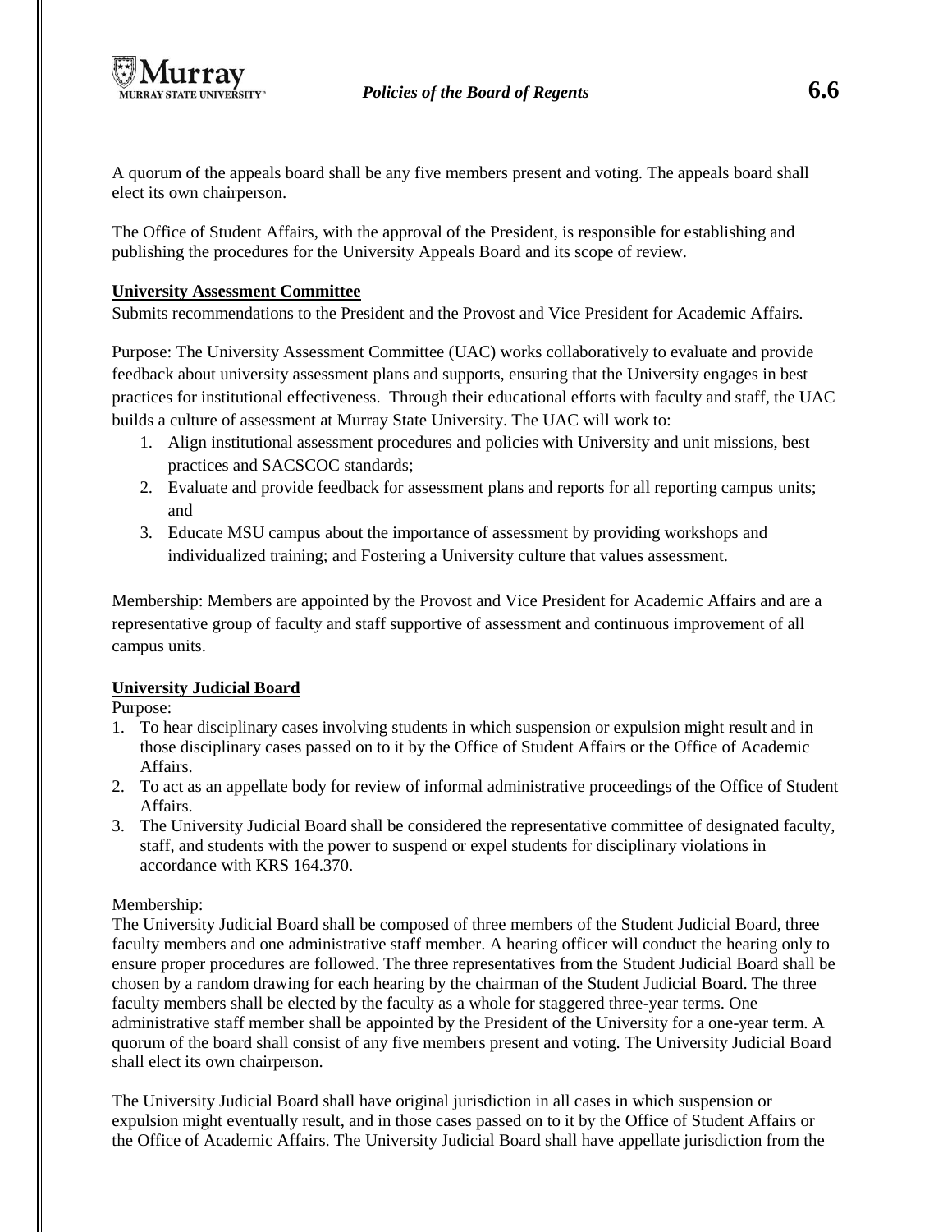A quorum of the appeals board shall be any five members present and voting. The appeals board shall elect its own chairperson.

The Office of Student Affairs, with the approval of the President, is responsible for establishing and publishing the procedures for the University Appeals Board and its scope of review.

**University Assessment Committee**

Submits recommendations to the President and the Provost and Vice President for Academic Affairs.

Purpose: The University Assessment Committee (UAC) works collaboratively to evaluate and provide feedback about university assessment plans and supports, ensuring that the University engages in best practices for institutional effectiveness. Through their educational efforts with faculty and staff, the UAC builds a culture of assessment at Murray State University. The UAC will work to:

1. Align institutional assessment procedures and policies with University and unit missions, best practices and SACSCOC standards;
2. Evaluate and provide feedback for assessment plans and reports for all reporting campus units; and
3. Educate MSU campus about the importance of assessment by providing workshops and individualized training; and Fostering a University culture that values assessment.

Membership: Members are appointed by the Provost and Vice President for Academic Affairs and are a representative group of faculty and staff supportive of assessment and continuous improvement of all campus units.

**University Judicial Board**

Purpose:

1. To hear disciplinary cases involving students in which suspension or expulsion might result and in those disciplinary cases passed on to it by the Office of Student Affairs or the Office of Academic Affairs.
2. To act as an appellate body for review of informal administrative proceedings of the Office of Student Affairs.
3. The University Judicial Board shall be considered the representative committee of designated faculty, staff, and students with the power to suspend or expel students for disciplinary violations in accordance with KRS 164.370.

Membership:

The University Judicial Board shall be composed of three members of the Student Judicial Board, three faculty members and one administrative staff member. A hearing officer will conduct the hearing only to ensure proper procedures are followed. The three representatives from the Student Judicial Board shall be chosen by a random drawing for each hearing by the chairman of the Student Judicial Board. The three faculty members shall be elected by the faculty as a whole for staggered three-year terms. One administrative staff member shall be appointed by the President of the University for a one-year term. A quorum of the board shall consist of any five members present and voting. The University Judicial Board shall elect its own chairperson.

The University Judicial Board shall have original jurisdiction in all cases in which suspension or expulsion might eventually result, and in those cases passed on to it by the Office of Student Affairs or the Office of Academic Affairs. The University Judicial Board shall have appellate jurisdiction from the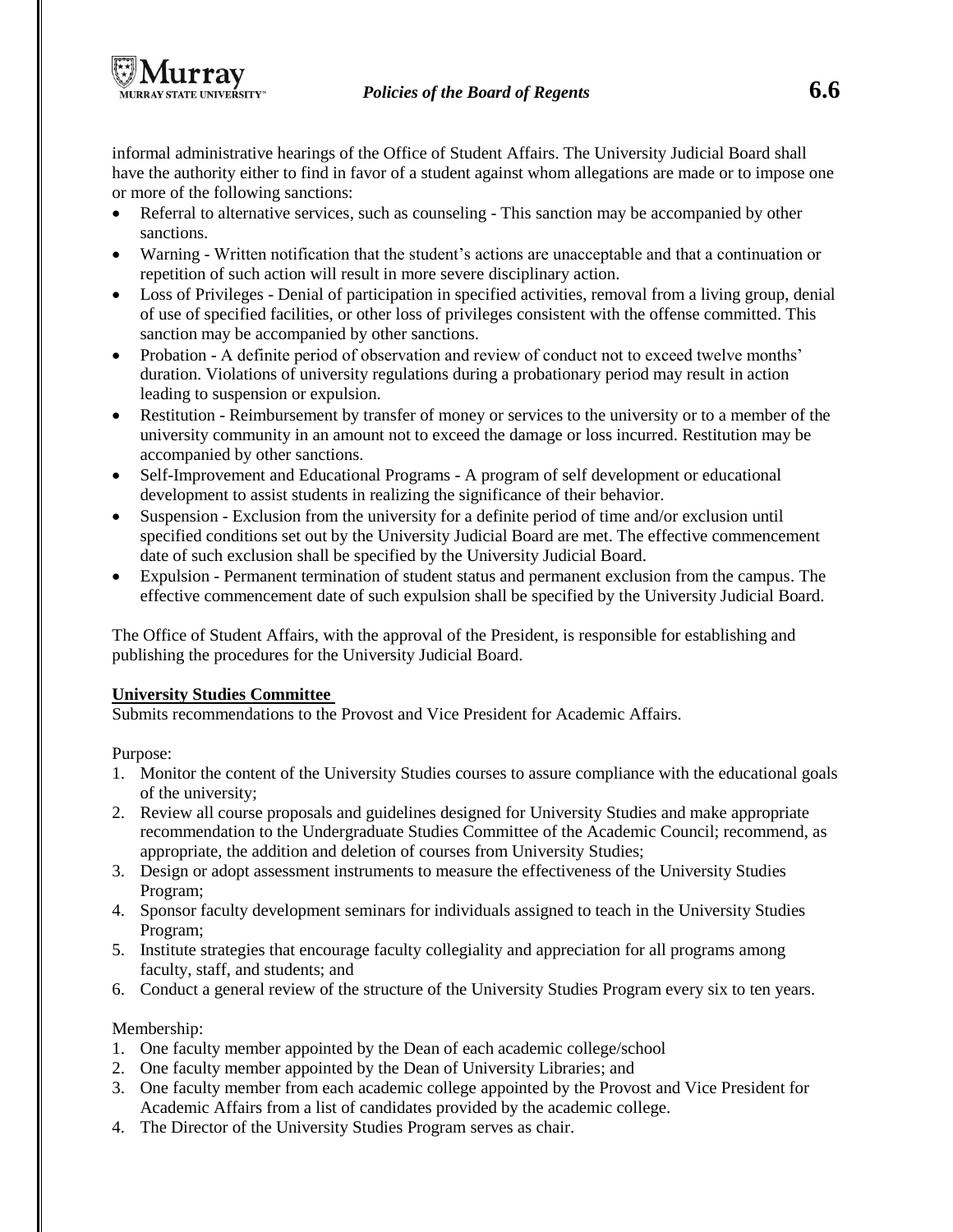informal administrative hearings of the Office of Student Affairs. The University Judicial Board shall have the authority either to find in favor of a student against whom allegations are made or to impose one or more of the following sanctions:

- Referral to alternative services, such as counseling - This sanction may be accompanied by other sanctions.
- Warning - Written notification that the student's actions are unacceptable and that a continuation or repetition of such action will result in more severe disciplinary action.
- Loss of Privileges - Denial of participation in specified activities, removal from a living group, denial of use of specified facilities, or other loss of privileges consistent with the offense committed. This sanction may be accompanied by other sanctions.
- Probation - A definite period of observation and review of conduct not to exceed twelve months' duration. Violations of university regulations during a probationary period may result in action leading to suspension or expulsion.
- Restitution - Reimbursement by transfer of money or services to the university or to a member of the university community in an amount not to exceed the damage or loss incurred. Restitution may be accompanied by other sanctions.
- Self-Improvement and Educational Programs - A program of self development or educational development to assist students in realizing the significance of their behavior.
- Suspension - Exclusion from the university for a definite period of time and/or exclusion until specified conditions set out by the University Judicial Board are met. The effective commencement date of such exclusion shall be specified by the University Judicial Board.
- Expulsion - Permanent termination of student status and permanent exclusion from the campus. The effective commencement date of such expulsion shall be specified by the University Judicial Board.

The Office of Student Affairs, with the approval of the President, is responsible for establishing and publishing the procedures for the University Judicial Board.

**University Studies Committee**

Submits recommendations to the Provost and Vice President for Academic Affairs.

Purpose:

1. Monitor the content of the University Studies courses to assure compliance with the educational goals of the university;
2. Review all course proposals and guidelines designed for University Studies and make appropriate recommendation to the Undergraduate Studies Committee of the Academic Council; recommend, as appropriate, the addition and deletion of courses from University Studies;
3. Design or adopt assessment instruments to measure the effectiveness of the University Studies Program;
4. Sponsor faculty development seminars for individuals assigned to teach in the University Studies Program;
5. Institute strategies that encourage faculty collegiality and appreciation for all programs among faculty, staff, and students; and
6. Conduct a general review of the structure of the University Studies Program every six to ten years.

Membership:

1. One faculty member appointed by the Dean of each academic college/school
2. One faculty member appointed by the Dean of University Libraries; and
3. One faculty member from each academic college appointed by the Provost and Vice President for Academic Affairs from a list of candidates provided by the academic college.
4. The Director of the University Studies Program serves as chair.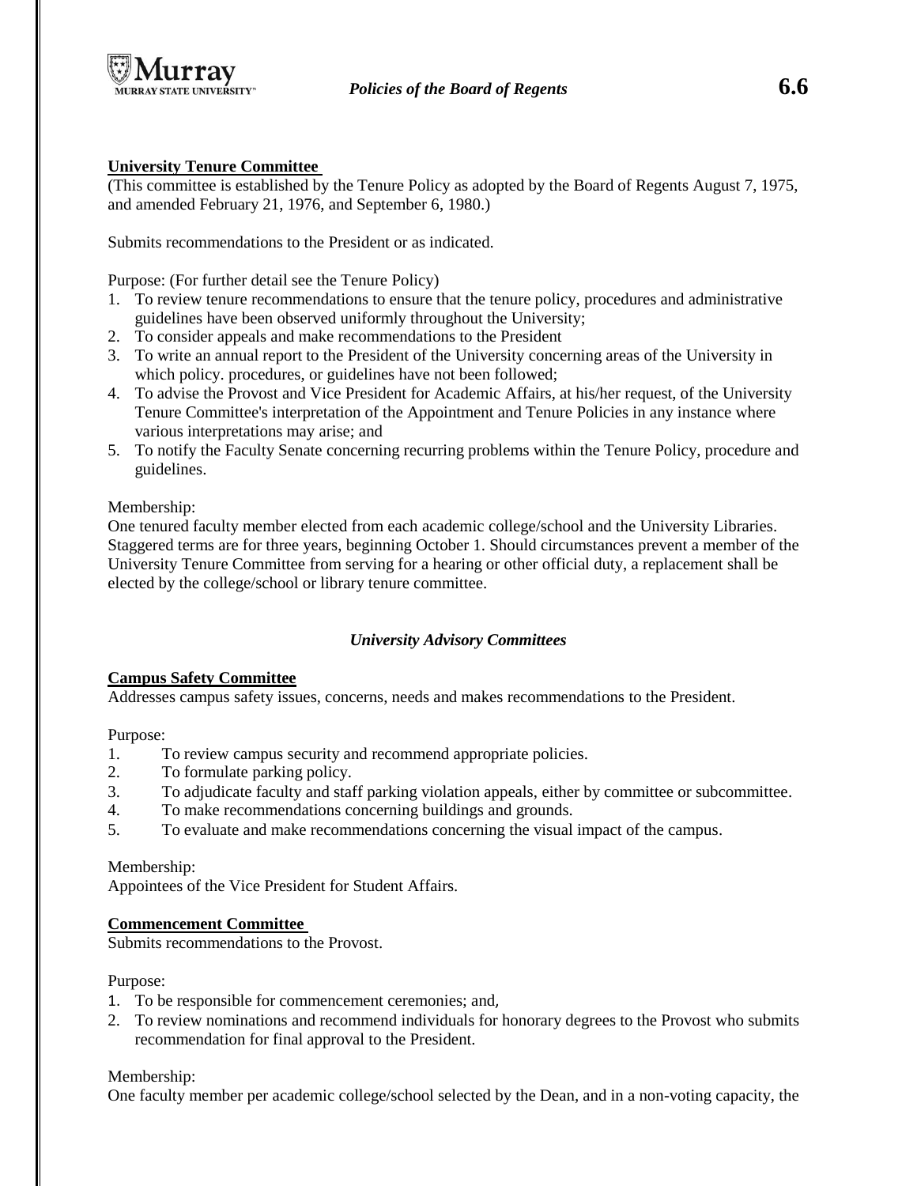**University Tenure Committee**

(This committee is established by the Tenure Policy as adopted by the Board of Regents August 7, 1975, and amended February 21, 1976, and September 6, 1980.)

Submits recommendations to the President or as indicated.

Purpose: (For further detail see the Tenure Policy)

1. To review tenure recommendations to ensure that the tenure policy, procedures and administrative guidelines have been observed uniformly throughout the University;
2. To consider appeals and make recommendations to the President
3. To write an annual report to the President of the University concerning areas of the University in which policy. procedures, or guidelines have not been followed;
4. To advise the Provost and Vice President for Academic Affairs, at his/her request, of the University Tenure Committee's interpretation of the Appointment and Tenure Policies in any instance where various interpretations may arise; and
5. To notify the Faculty Senate concerning recurring problems within the Tenure Policy, procedure and guidelines.

Membership:

One tenured faculty member elected from each academic college/school and the University Libraries. Staggered terms are for three years, beginning October 1. Should circumstances prevent a member of the University Tenure Committee from serving for a hearing or other official duty, a replacement shall be elected by the college/school or library tenure committee.

## *University Advisory Committees*

**Campus Safety Committee**

Addresses campus safety issues, concerns, needs and makes recommendations to the President.

Purpose:

1. To review campus security and recommend appropriate policies.
2. To formulate parking policy.
3. To adjudicate faculty and staff parking violation appeals, either by committee or subcommittee.
4. To make recommendations concerning buildings and grounds.
5. To evaluate and make recommendations concerning the visual impact of the campus.

Membership:

Appointees of the Vice President for Student Affairs.

**Commencement Committee**

Submits recommendations to the Provost.

Purpose:

1. To be responsible for commencement ceremonies; and,
2. To review nominations and recommend individuals for honorary degrees to the Provost who submits recommendation for final approval to the President.

Membership:

One faculty member per academic college/school selected by the Dean, and in a non-voting capacity, the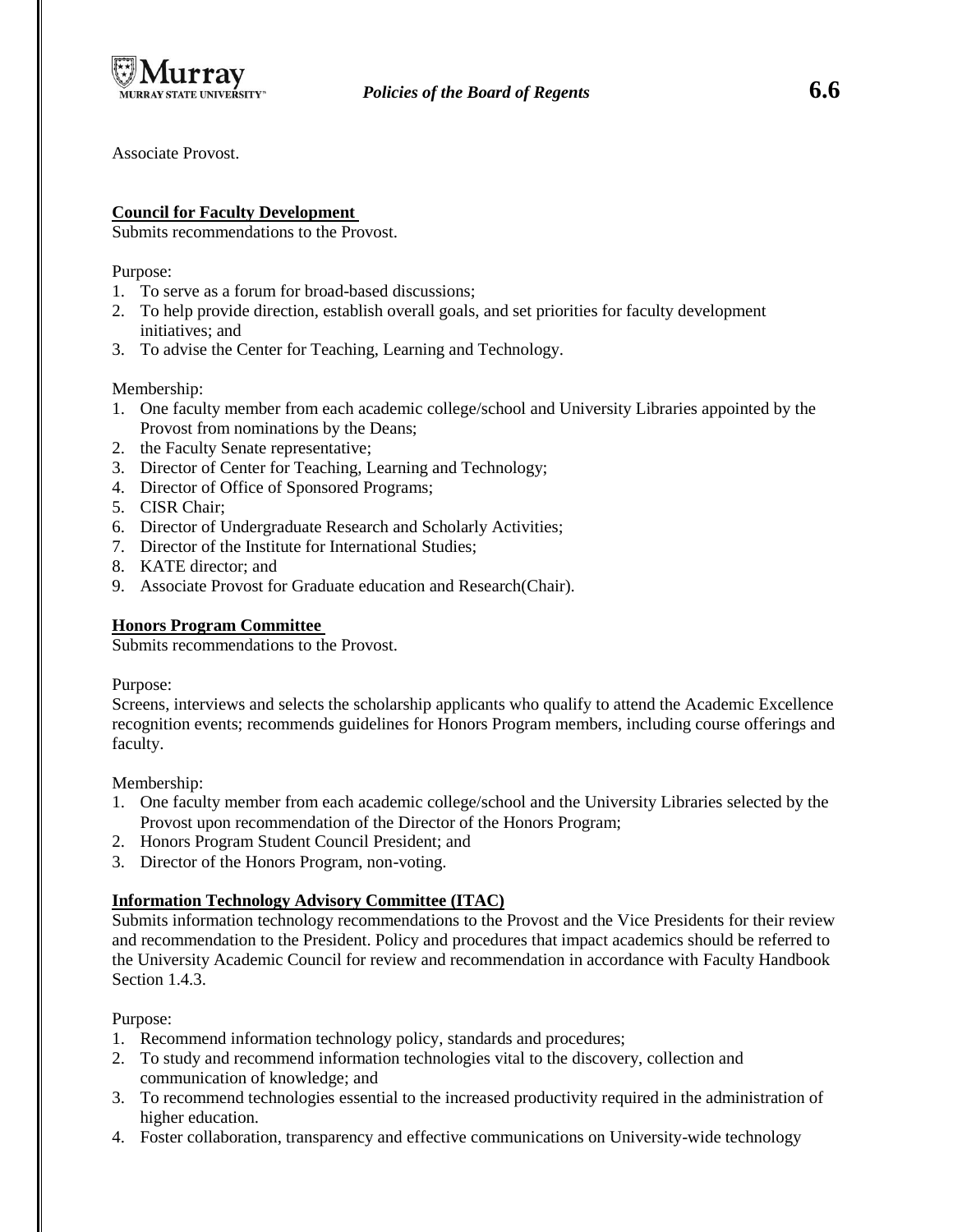Associate Provost.

**Council for Faculty Development**

Submits recommendations to the Provost.

Purpose:

1. To serve as a forum for broad-based discussions;
2. To help provide direction, establish overall goals, and set priorities for faculty development initiatives; and
3. To advise the Center for Teaching, Learning and Technology.

Membership:

1. One faculty member from each academic college/school and University Libraries appointed by the Provost from nominations by the Deans;
2. the Faculty Senate representative;
3. Director of Center for Teaching, Learning and Technology;
4. Director of Office of Sponsored Programs;
5. CISR Chair;
6. Director of Undergraduate Research and Scholarly Activities;
7. Director of the Institute for International Studies;
8. KATE director; and
9. Associate Provost for Graduate education and Research(Chair).

**Honors Program Committee**

Submits recommendations to the Provost.

Purpose:

Screens, interviews and selects the scholarship applicants who qualify to attend the Academic Excellence recognition events; recommends guidelines for Honors Program members, including course offerings and faculty.

Membership:

1. One faculty member from each academic college/school and the University Libraries selected by the Provost upon recommendation of the Director of the Honors Program;
2. Honors Program Student Council President; and
3. Director of the Honors Program, non-voting.

**Information Technology Advisory Committee (ITAC)**

Submits information technology recommendations to the Provost and the Vice Presidents for their review and recommendation to the President. Policy and procedures that impact academics should be referred to the University Academic Council for review and recommendation in accordance with Faculty Handbook Section 1.4.3.

Purpose:

1. Recommend information technology policy, standards and procedures;
2. To study and recommend information technologies vital to the discovery, collection and communication of knowledge; and
3. To recommend technologies essential to the increased productivity required in the administration of higher education.
4. Foster collaboration, transparency and effective communications on University-wide technology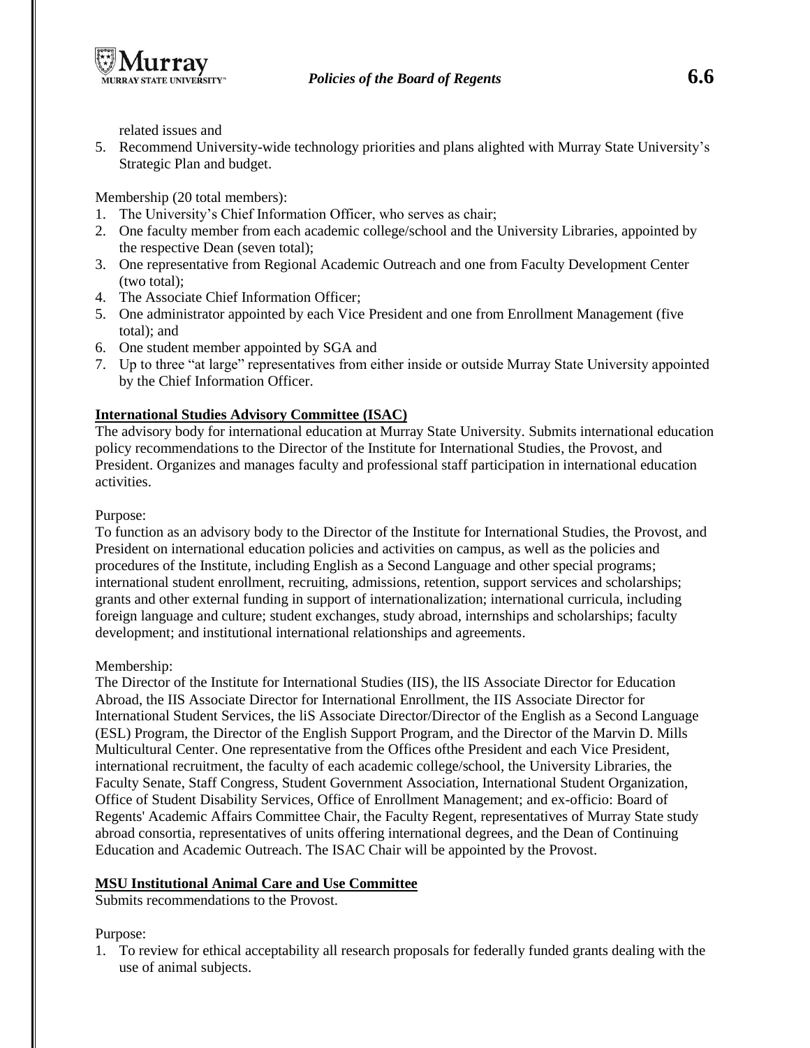related issues and

5. Recommend University-wide technology priorities and plans alighted with Murray State University's Strategic Plan and budget.

Membership (20 total members):

1. The University's Chief Information Officer, who serves as chair;
2. One faculty member from each academic college/school and the University Libraries, appointed by the respective Dean (seven total);
3. One representative from Regional Academic Outreach and one from Faculty Development Center (two total);
4. The Associate Chief Information Officer;
5. One administrator appointed by each Vice President and one from Enrollment Management (five total); and
6. One student member appointed by SGA and
7. Up to three "at large" representatives from either inside or outside Murray State University appointed by the Chief Information Officer.

**International Studies Advisory Committee (ISAC)**

The advisory body for international education at Murray State University. Submits international education policy recommendations to the Director of the Institute for International Studies, the Provost, and President. Organizes and manages faculty and professional staff participation in international education activities.

Purpose:

To function as an advisory body to the Director of the Institute for International Studies, the Provost, and President on international education policies and activities on campus, as well as the policies and procedures of the Institute, including English as a Second Language and other special programs; international student enrollment, recruiting, admissions, retention, support services and scholarships; grants and other external funding in support of internationalization; international curricula, including foreign language and culture; student exchanges, study abroad, internships and scholarships; faculty development; and institutional international relationships and agreements.

Membership:

The Director of the Institute for International Studies (IIS), the lIS Associate Director for Education Abroad, the IIS Associate Director for International Enrollment, the IIS Associate Director for International Student Services, the liS Associate Director/Director of the English as a Second Language (ESL) Program, the Director of the English Support Program, and the Director of the Marvin D. Mills Multicultural Center. One representative from the Offices ofthe President and each Vice President, international recruitment, the faculty of each academic college/school, the University Libraries, the Faculty Senate, Staff Congress, Student Government Association, International Student Organization, Office of Student Disability Services, Office of Enrollment Management; and ex-officio: Board of Regents' Academic Affairs Committee Chair, the Faculty Regent, representatives of Murray State study abroad consortia, representatives of units offering international degrees, and the Dean of Continuing Education and Academic Outreach. The ISAC Chair will be appointed by the Provost.

**MSU Institutional Animal Care and Use Committee**

Submits recommendations to the Provost.

Purpose:

1. To review for ethical acceptability all research proposals for federally funded grants dealing with the use of animal subjects.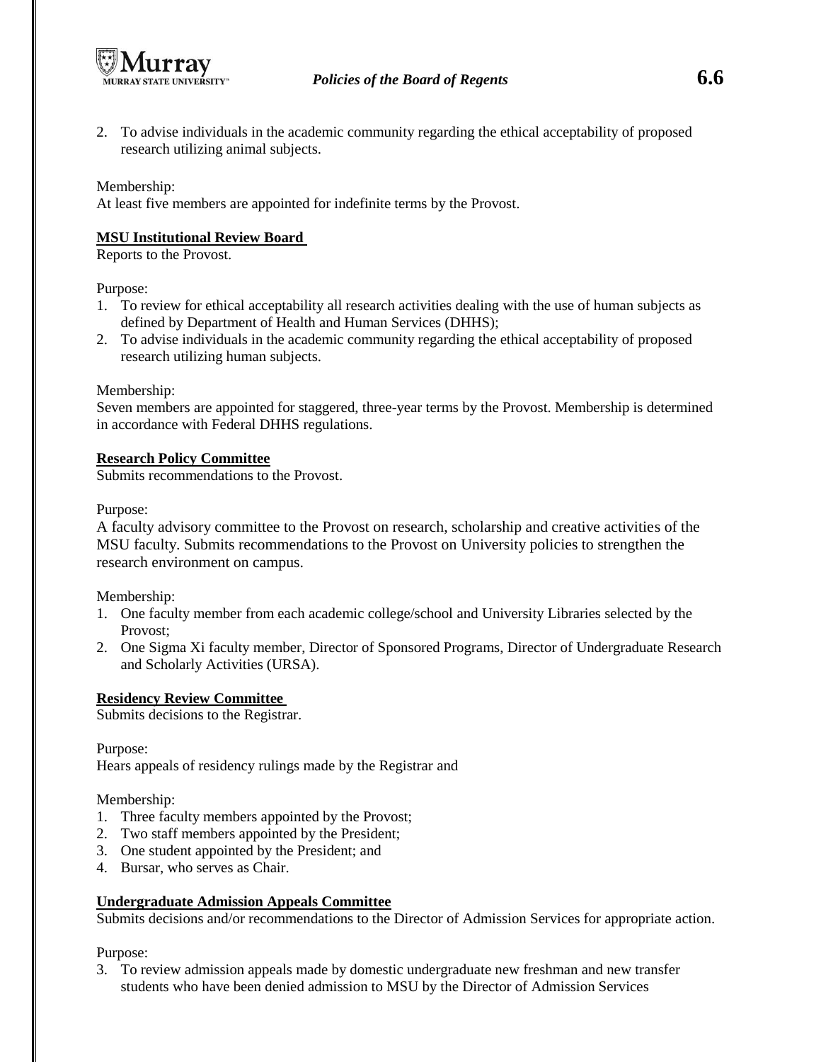2. To advise individuals in the academic community regarding the ethical acceptability of proposed research utilizing animal subjects.

Membership:
At least five members are appointed for indefinite terms by the Provost.

**MSU Institutional Review Board**
Reports to the Provost.

Purpose:
1. To review for ethical acceptability all research activities dealing with the use of human subjects as defined by Department of Health and Human Services (DHHS);
2. To advise individuals in the academic community regarding the ethical acceptability of proposed research utilizing human subjects.

Membership:
Seven members are appointed for staggered, three-year terms by the Provost. Membership is determined in accordance with Federal DHHS regulations.

**Research Policy Committee**
Submits recommendations to the Provost.

Purpose:
A faculty advisory committee to the Provost on research, scholarship and creative activities of the MSU faculty. Submits recommendations to the Provost on University policies to strengthen the research environment on campus.

Membership:
1. One faculty member from each academic college/school and University Libraries selected by the Provost;
2. One Sigma Xi faculty member, Director of Sponsored Programs, Director of Undergraduate Research and Scholarly Activities (URSA).

**Residency Review Committee**
Submits decisions to the Registrar.

Purpose:
Hears appeals of residency rulings made by the Registrar and

Membership:
1. Three faculty members appointed by the Provost;
2. Two staff members appointed by the President;
3. One student appointed by the President; and
4. Bursar, who serves as Chair.

**Undergraduate Admission Appeals Committee**
Submits decisions and/or recommendations to the Director of Admission Services for appropriate action.

Purpose:
3. To review admission appeals made by domestic undergraduate new freshman and new transfer students who have been denied admission to MSU by the Director of Admission Services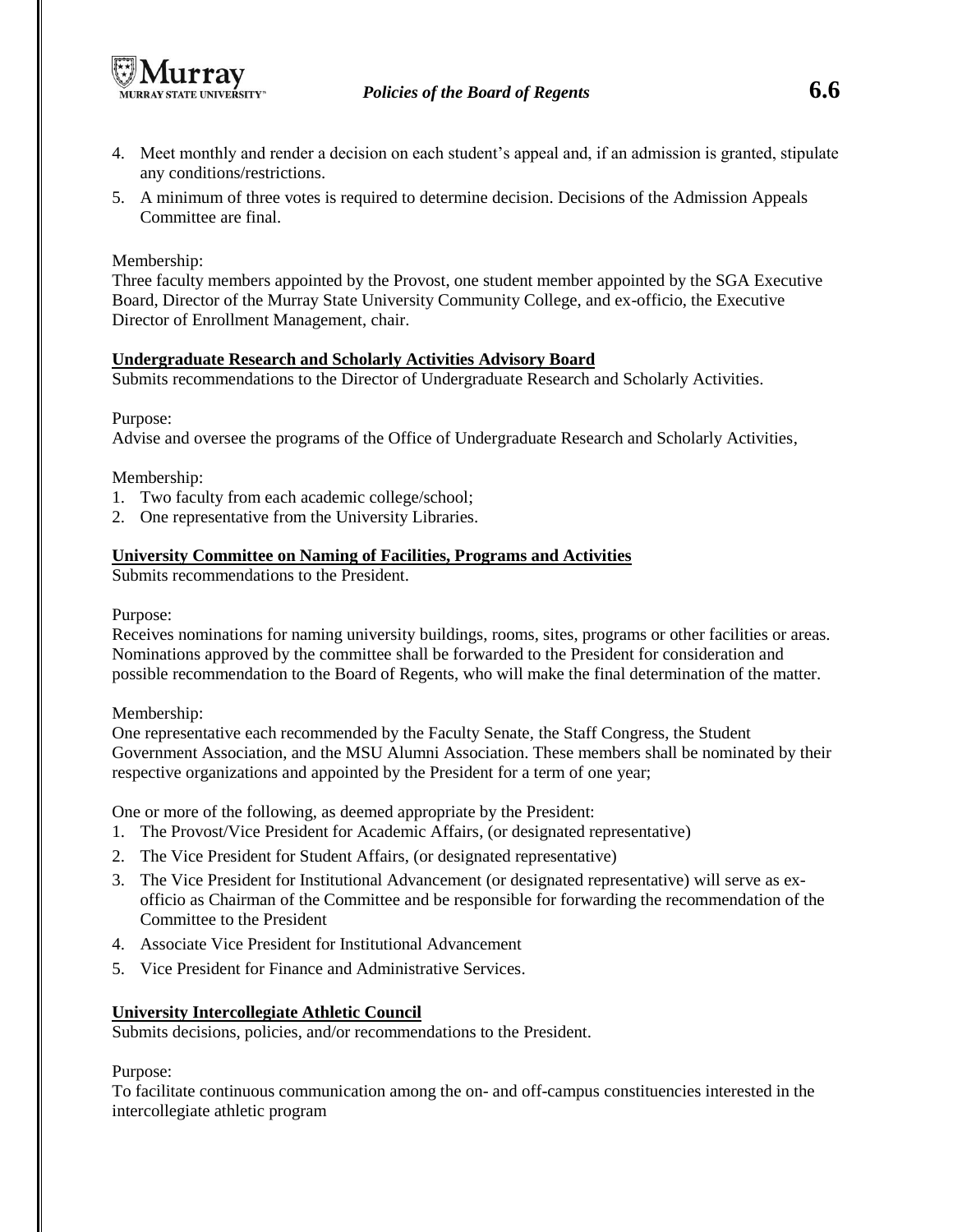4. Meet monthly and render a decision on each student's appeal and, if an admission is granted, stipulate any conditions/restrictions.
5. A minimum of three votes is required to determine decision. Decisions of the Admission Appeals Committee are final.

Membership:
Three faculty members appointed by the Provost, one student member appointed by the SGA Executive Board, Director of the Murray State University Community College, and ex-officio, the Executive Director of Enrollment Management, chair.

**Undergraduate Research and Scholarly Activities Advisory Board**
Submits recommendations to the Director of Undergraduate Research and Scholarly Activities.

Purpose:
Advise and oversee the programs of the Office of Undergraduate Research and Scholarly Activities,

Membership:
1. Two faculty from each academic college/school;
2. One representative from the University Libraries.

**University Committee on Naming of Facilities, Programs and Activities**
Submits recommendations to the President.

Purpose:
Receives nominations for naming university buildings, rooms, sites, programs or other facilities or areas. Nominations approved by the committee shall be forwarded to the President for consideration and possible recommendation to the Board of Regents, who will make the final determination of the matter.

Membership:
One representative each recommended by the Faculty Senate, the Staff Congress, the Student Government Association, and the MSU Alumni Association. These members shall be nominated by their respective organizations and appointed by the President for a term of one year;

One or more of the following, as deemed appropriate by the President:
1. The Provost/Vice President for Academic Affairs, (or designated representative)
2. The Vice President for Student Affairs, (or designated representative)
3. The Vice President for Institutional Advancement (or designated representative) will serve as ex-officio as Chairman of the Committee and be responsible for forwarding the recommendation of the Committee to the President
4. Associate Vice President for Institutional Advancement
5. Vice President for Finance and Administrative Services.

**University Intercollegiate Athletic Council**
Submits decisions, policies, and/or recommendations to the President.

Purpose:
To facilitate continuous communication among the on- and off-campus constituencies interested in the intercollegiate athletic program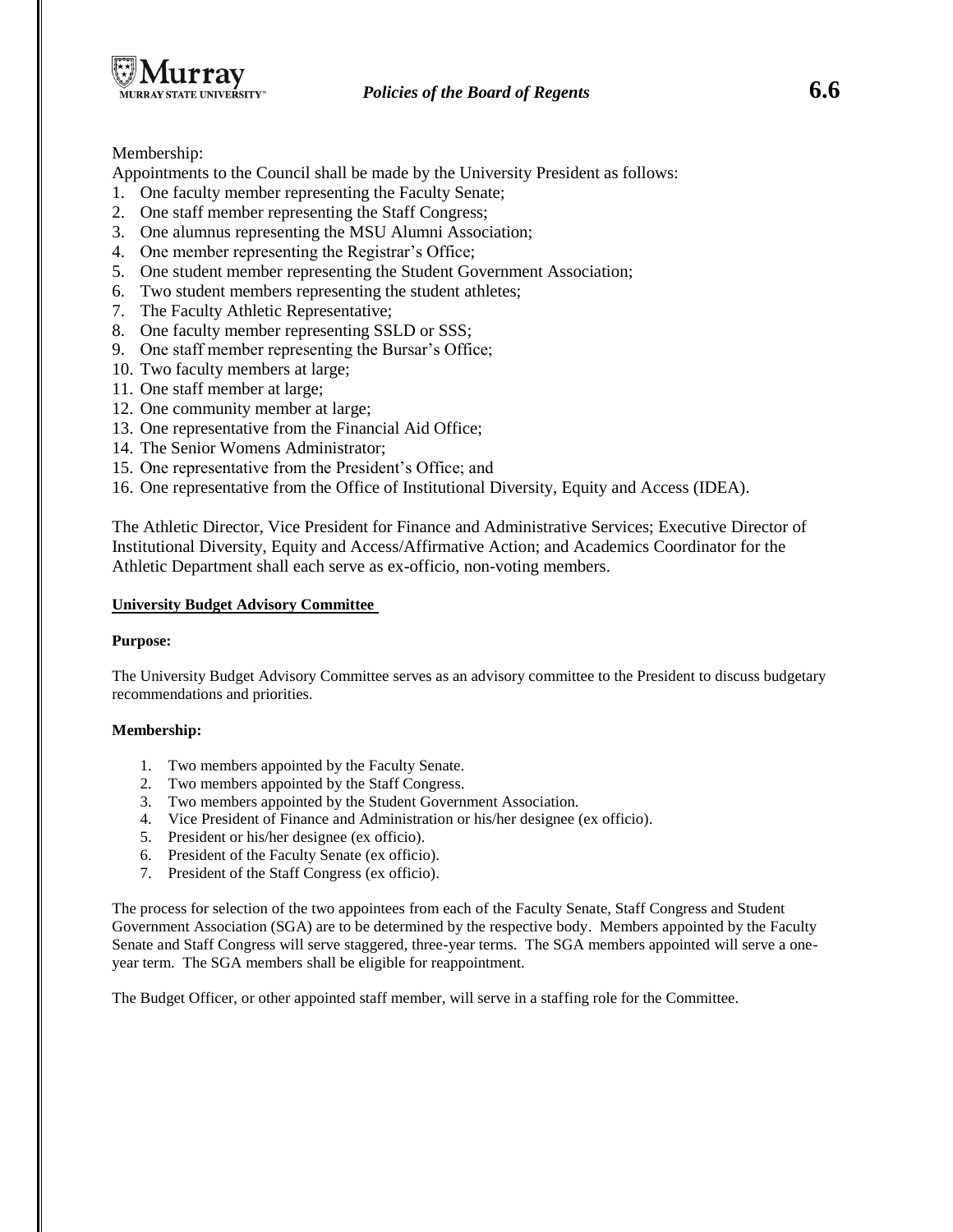Membership:

Appointments to the Council shall be made by the University President as follows:

1. One faculty member representing the Faculty Senate;
2. One staff member representing the Staff Congress;
3. One alumnus representing the MSU Alumni Association;
4. One member representing the Registrar's Office;
5. One student member representing the Student Government Association;
6. Two student members representing the student athletes;
7. The Faculty Athletic Representative;
8. One faculty member representing SSLD or SSS;
9. One staff member representing the Bursar's Office;
10. Two faculty members at large;
11. One staff member at large;
12. One community member at large;
13. One representative from the Financial Aid Office;
14. The Senior Womens Administrator;
15. One representative from the President's Office; and
16. One representative from the Office of Institutional Diversity, Equity and Access (IDEA).

The Athletic Director, Vice President for Finance and Administrative Services; Executive Director of Institutional Diversity, Equity and Access/Affirmative Action; and Academics Coordinator for the Athletic Department shall each serve as ex-officio, non-voting members.

**University Budget Advisory Committee**

**Purpose:**

The University Budget Advisory Committee serves as an advisory committee to the President to discuss budgetary recommendations and priorities.

**Membership:**

1. Two members appointed by the Faculty Senate.
2. Two members appointed by the Staff Congress.
3. Two members appointed by the Student Government Association.
4. Vice President of Finance and Administration or his/her designee (ex officio).
5. President or his/her designee (ex officio).
6. President of the Faculty Senate (ex officio).
7. President of the Staff Congress (ex officio).

The process for selection of the two appointees from each of the Faculty Senate, Staff Congress and Student Government Association (SGA) are to be determined by the respective body. Members appointed by the Faculty Senate and Staff Congress will serve staggered, three-year terms. The SGA members appointed will serve a one-year term. The SGA members shall be eligible for reappointment.

The Budget Officer, or other appointed staff member, will serve in a staffing role for the Committee.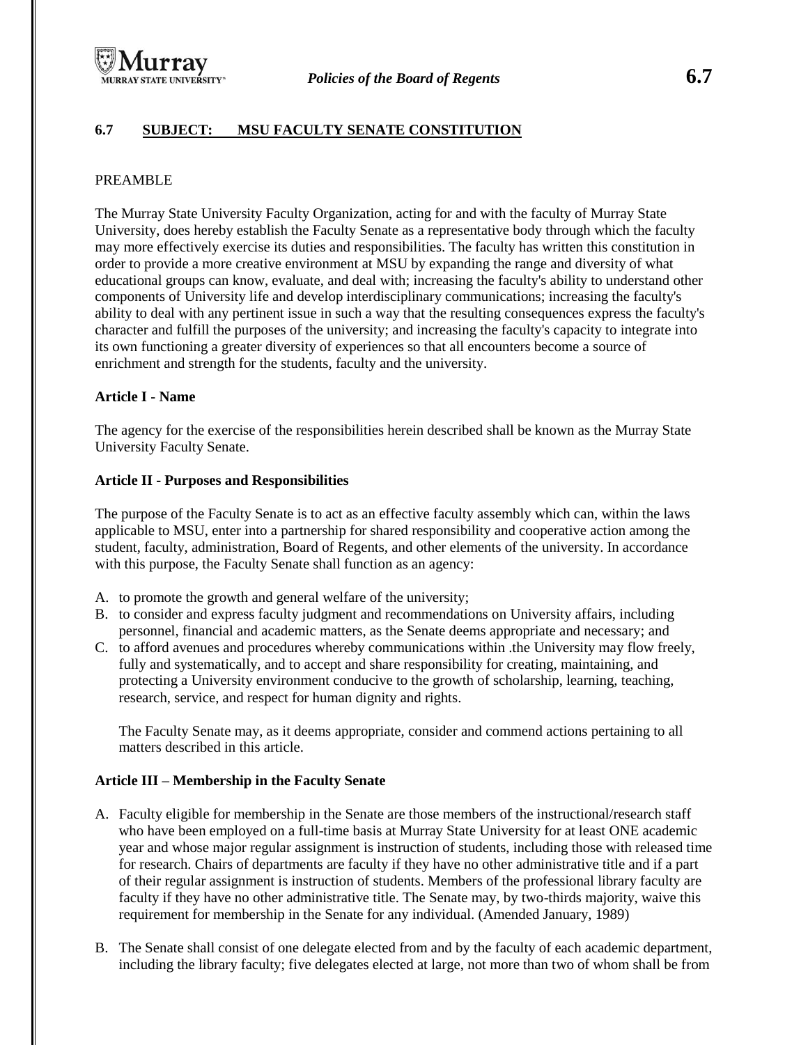## 6.7 SUBJECT: MSU FACULTY SENATE CONSTITUTION

PREAMBLE

The Murray State University Faculty Organization, acting for and with the faculty of Murray State University, does hereby establish the Faculty Senate as a representative body through which the faculty may more effectively exercise its duties and responsibilities. The faculty has written this constitution in order to provide a more creative environment at MSU by expanding the range and diversity of what educational groups can know, evaluate, and deal with; increasing the faculty's ability to understand other components of University life and develop interdisciplinary communications; increasing the faculty's ability to deal with any pertinent issue in such a way that the resulting consequences express the faculty's character and fulfill the purposes of the university; and increasing the faculty's capacity to integrate into its own functioning a greater diversity of experiences so that all encounters become a source of enrichment and strength for the students, faculty and the university.

**Article I - Name**

The agency for the exercise of the responsibilities herein described shall be known as the Murray State University Faculty Senate.

**Article II - Purposes and Responsibilities**

The purpose of the Faculty Senate is to act as an effective faculty assembly which can, within the laws applicable to MSU, enter into a partnership for shared responsibility and cooperative action among the student, faculty, administration, Board of Regents, and other elements of the university. In accordance with this purpose, the Faculty Senate shall function as an agency:

A. to promote the growth and general welfare of the university;
B. to consider and express faculty judgment and recommendations on University affairs, including personnel, financial and academic matters, as the Senate deems appropriate and necessary; and
C. to afford avenues and procedures whereby communications within .the University may flow freely, fully and systematically, and to accept and share responsibility for creating, maintaining, and protecting a University environment conducive to the growth of scholarship, learning, teaching, research, service, and respect for human dignity and rights.

   The Faculty Senate may, as it deems appropriate, consider and commend actions pertaining to all matters described in this article.

**Article III – Membership in the Faculty Senate**

A. Faculty eligible for membership in the Senate are those members of the instructional/research staff who have been employed on a full-time basis at Murray State University for at least ONE academic year and whose major regular assignment is instruction of students, including those with released time for research. Chairs of departments are faculty if they have no other administrative title and if a part of their regular assignment is instruction of students. Members of the professional library faculty are faculty if they have no other administrative title. The Senate may, by two-thirds majority, waive this requirement for membership in the Senate for any individual. (Amended January, 1989)

B. The Senate shall consist of one delegate elected from and by the faculty of each academic department, including the library faculty; five delegates elected at large, not more than two of whom shall be from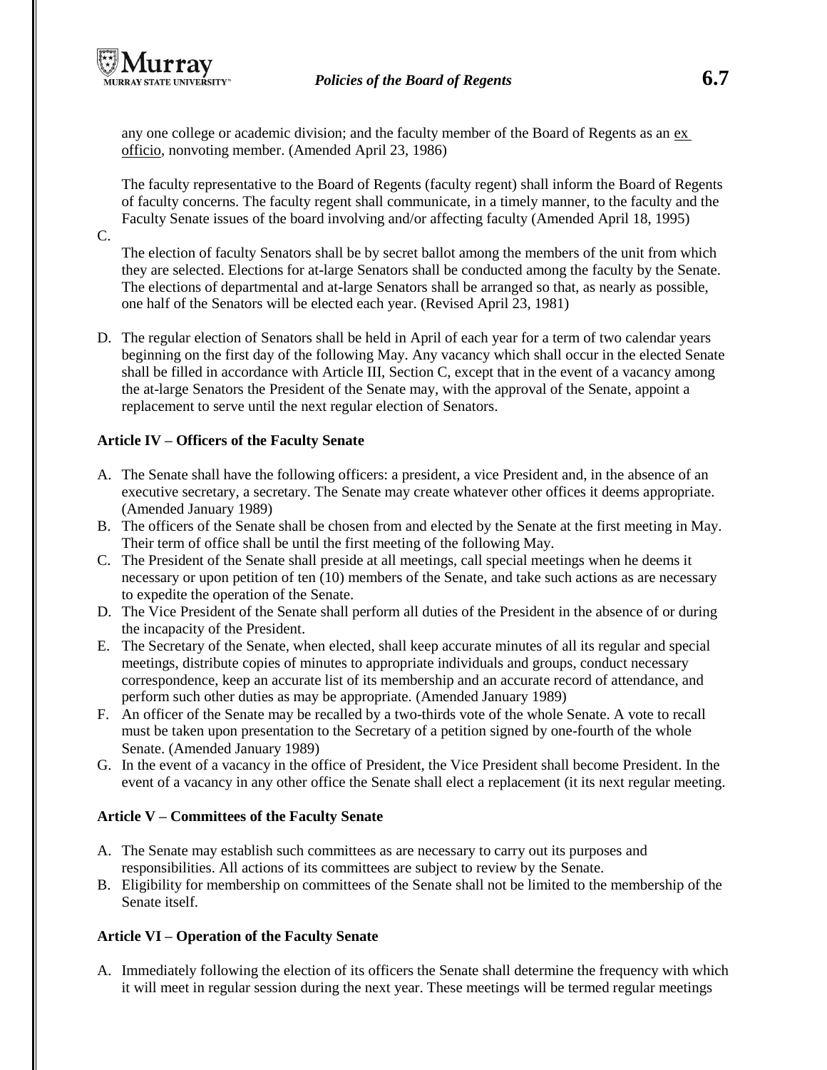any one college or academic division; and the faculty member of the Board of Regents as an ex officio, nonvoting member. (Amended April 23, 1986)

The faculty representative to the Board of Regents (faculty regent) shall inform the Board of Regents of faculty concerns. The faculty regent shall communicate, in a timely manner, to the faculty and the Faculty Senate issues of the board involving and/or affecting faculty (Amended April 18, 1995)

C. The election of faculty Senators shall be by secret ballot among the members of the unit from which they are selected. Elections for at-large Senators shall be conducted among the faculty by the Senate. The elections of departmental and at-large Senators shall be arranged so that, as nearly as possible, one half of the Senators will be elected each year. (Revised April 23, 1981)

D. The regular election of Senators shall be held in April of each year for a term of two calendar years beginning on the first day of the following May. Any vacancy which shall occur in the elected Senate shall be filled in accordance with Article III, Section C, except that in the event of a vacancy among the at-large Senators the President of the Senate may, with the approval of the Senate, appoint a replacement to serve until the next regular election of Senators.

**Article IV – Officers of the Faculty Senate**

A. The Senate shall have the following officers: a president, a vice President and, in the absence of an executive secretary, a secretary. The Senate may create whatever other offices it deems appropriate. (Amended January 1989)
B. The officers of the Senate shall be chosen from and elected by the Senate at the first meeting in May. Their term of office shall be until the first meeting of the following May.
C. The President of the Senate shall preside at all meetings, call special meetings when he deems it necessary or upon petition of ten (10) members of the Senate, and take such actions as are necessary to expedite the operation of the Senate.
D. The Vice President of the Senate shall perform all duties of the President in the absence of or during the incapacity of the President.
E. The Secretary of the Senate, when elected, shall keep accurate minutes of all its regular and special meetings, distribute copies of minutes to appropriate individuals and groups, conduct necessary correspondence, keep an accurate list of its membership and an accurate record of attendance, and perform such other duties as may be appropriate. (Amended January 1989)
F. An officer of the Senate may be recalled by a two-thirds vote of the whole Senate. A vote to recall must be taken upon presentation to the Secretary of a petition signed by one-fourth of the whole Senate. (Amended January 1989)
G. In the event of a vacancy in the office of President, the Vice President shall become President. In the event of a vacancy in any other office the Senate shall elect a replacement (it its next regular meeting.

**Article V – Committees of the Faculty Senate**

A. The Senate may establish such committees as are necessary to carry out its purposes and responsibilities. All actions of its committees are subject to review by the Senate.
B. Eligibility for membership on committees of the Senate shall not be limited to the membership of the Senate itself.

**Article VI – Operation of the Faculty Senate**

A. Immediately following the election of its officers the Senate shall determine the frequency with which it will meet in regular session during the next year. These meetings will be termed regular meetings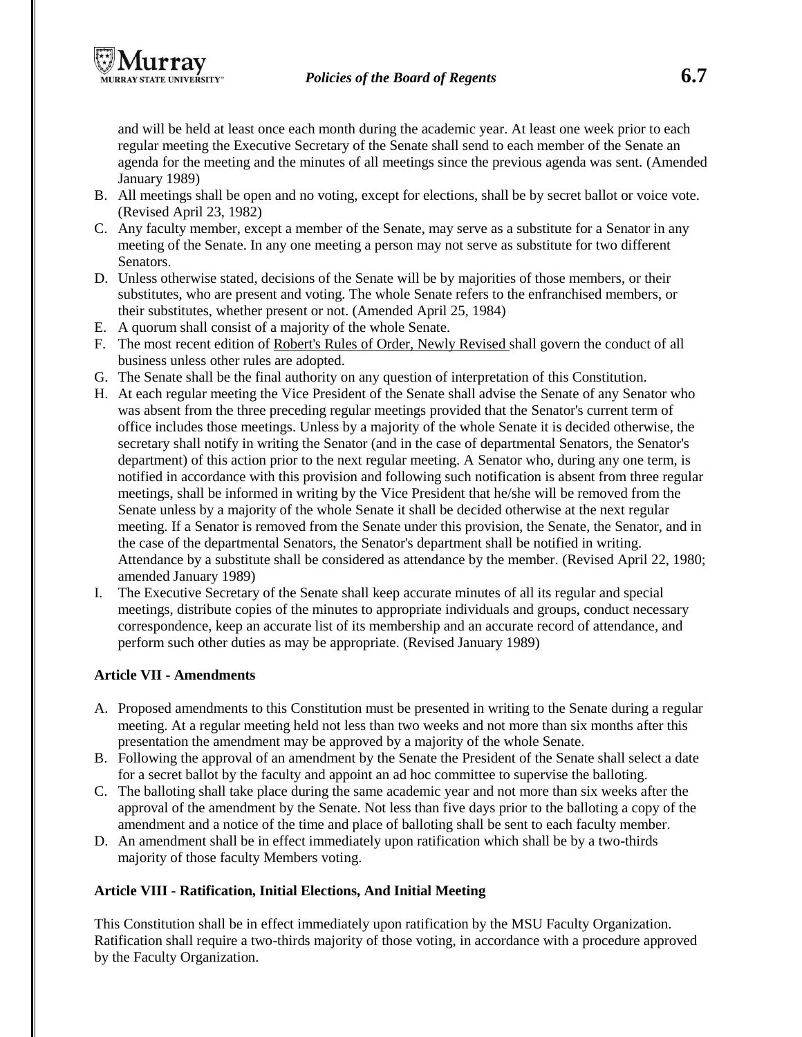and will be held at least once each month during the academic year. At least one week prior to each regular meeting the Executive Secretary of the Senate shall send to each member of the Senate an agenda for the meeting and the minutes of all meetings since the previous agenda was sent. (Amended January 1989)

B. All meetings shall be open and no voting, except for elections, shall be by secret ballot or voice vote. (Revised April 23, 1982)
C. Any faculty member, except a member of the Senate, may serve as a substitute for a Senator in any meeting of the Senate. In any one meeting a person may not serve as substitute for two different Senators.
D. Unless otherwise stated, decisions of the Senate will be by majorities of those members, or their substitutes, who are present and voting. The whole Senate refers to the enfranchised members, or their substitutes, whether present or not. (Amended April 25, 1984)
E. A quorum shall consist of a majority of the whole Senate.
F. The most recent edition of Robert's Rules of Order, Newly Revised shall govern the conduct of all business unless other rules are adopted.
G. The Senate shall be the final authority on any question of interpretation of this Constitution.
H. At each regular meeting the Vice President of the Senate shall advise the Senate of any Senator who was absent from the three preceding regular meetings provided that the Senator's current term of office includes those meetings. Unless by a majority of the whole Senate it is decided otherwise, the secretary shall notify in writing the Senator (and in the case of departmental Senators, the Senator's department) of this action prior to the next regular meeting. A Senator who, during any one term, is notified in accordance with this provision and following such notification is absent from three regular meetings, shall be informed in writing by the Vice President that he/she will be removed from the Senate unless by a majority of the whole Senate it shall be decided otherwise at the next regular meeting. If a Senator is removed from the Senate under this provision, the Senate, the Senator, and in the case of the departmental Senators, the Senator's department shall be notified in writing. Attendance by a substitute shall be considered as attendance by the member. (Revised April 22, 1980; amended January 1989)
I. The Executive Secretary of the Senate shall keep accurate minutes of all its regular and special meetings, distribute copies of the minutes to appropriate individuals and groups, conduct necessary correspondence, keep an accurate list of its membership and an accurate record of attendance, and perform such other duties as may be appropriate. (Revised January 1989)

**Article VII - Amendments**

A. Proposed amendments to this Constitution must be presented in writing to the Senate during a regular meeting. At a regular meeting held not less than two weeks and not more than six months after this presentation the amendment may be approved by a majority of the whole Senate.
B. Following the approval of an amendment by the Senate the President of the Senate shall select a date for a secret ballot by the faculty and appoint an ad hoc committee to supervise the balloting.
C. The balloting shall take place during the same academic year and not more than six weeks after the approval of the amendment by the Senate. Not less than five days prior to the balloting a copy of the amendment and a notice of the time and place of balloting shall be sent to each faculty member.
D. An amendment shall be in effect immediately upon ratification which shall be by a two-thirds majority of those faculty Members voting.

**Article VIII - Ratification, Initial Elections, And Initial Meeting**

This Constitution shall be in effect immediately upon ratification by the MSU Faculty Organization. Ratification shall require a two-thirds majority of those voting, in accordance with a procedure approved by the Faculty Organization.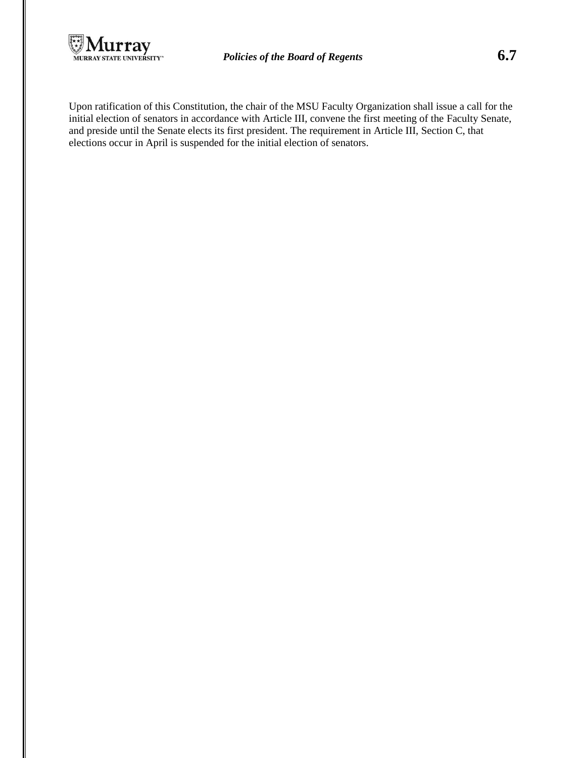Upon ratification of this Constitution, the chair of the MSU Faculty Organization shall issue a call for the initial election of senators in accordance with Article III, convene the first meeting of the Faculty Senate, and preside until the Senate elects its first president. The requirement in Article III, Section C, that elections occur in April is suspended for the initial election of senators.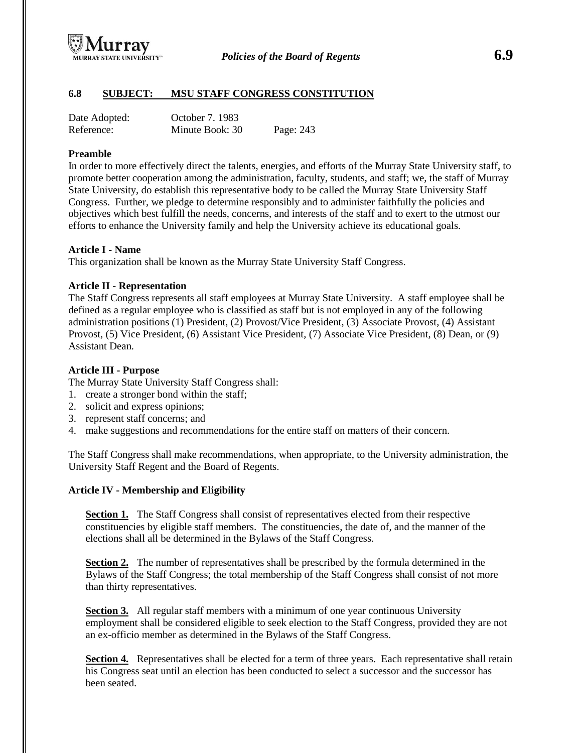## 6.8 SUBJECT: MSU STAFF CONGRESS CONSTITUTION

Date Adopted: October 7. 1983
Reference: Minute Book: 30 Page: 243

**Preamble**
In order to more effectively direct the talents, energies, and efforts of the Murray State University staff, to promote better cooperation among the administration, faculty, students, and staff; we, the staff of Murray State University, do establish this representative body to be called the Murray State University Staff Congress. Further, we pledge to determine responsibly and to administer faithfully the policies and objectives which best fulfill the needs, concerns, and interests of the staff and to exert to the utmost our efforts to enhance the University family and help the University achieve its educational goals.

**Article I - Name**
This organization shall be known as the Murray State University Staff Congress.

**Article II - Representation**
The Staff Congress represents all staff employees at Murray State University. A staff employee shall be defined as a regular employee who is classified as staff but is not employed in any of the following administration positions (1) President, (2) Provost/Vice President, (3) Associate Provost, (4) Assistant Provost, (5) Vice President, (6) Assistant Vice President, (7) Associate Vice President, (8) Dean, or (9) Assistant Dean.

**Article III - Purpose**
The Murray State University Staff Congress shall:
1. create a stronger bond within the staff;
2. solicit and express opinions;
3. represent staff concerns; and
4. make suggestions and recommendations for the entire staff on matters of their concern.

The Staff Congress shall make recommendations, when appropriate, to the University administration, the University Staff Regent and the Board of Regents.

**Article IV - Membership and Eligibility**

**Section 1.** The Staff Congress shall consist of representatives elected from their respective constituencies by eligible staff members. The constituencies, the date of, and the manner of the elections shall all be determined in the Bylaws of the Staff Congress.

**Section 2.** The number of representatives shall be prescribed by the formula determined in the Bylaws of the Staff Congress; the total membership of the Staff Congress shall consist of not more than thirty representatives.

**Section 3.** All regular staff members with a minimum of one year continuous University employment shall be considered eligible to seek election to the Staff Congress, provided they are not an ex-officio member as determined in the Bylaws of the Staff Congress.

**Section 4.** Representatives shall be elected for a term of three years. Each representative shall retain his Congress seat until an election has been conducted to select a successor and the successor has been seated.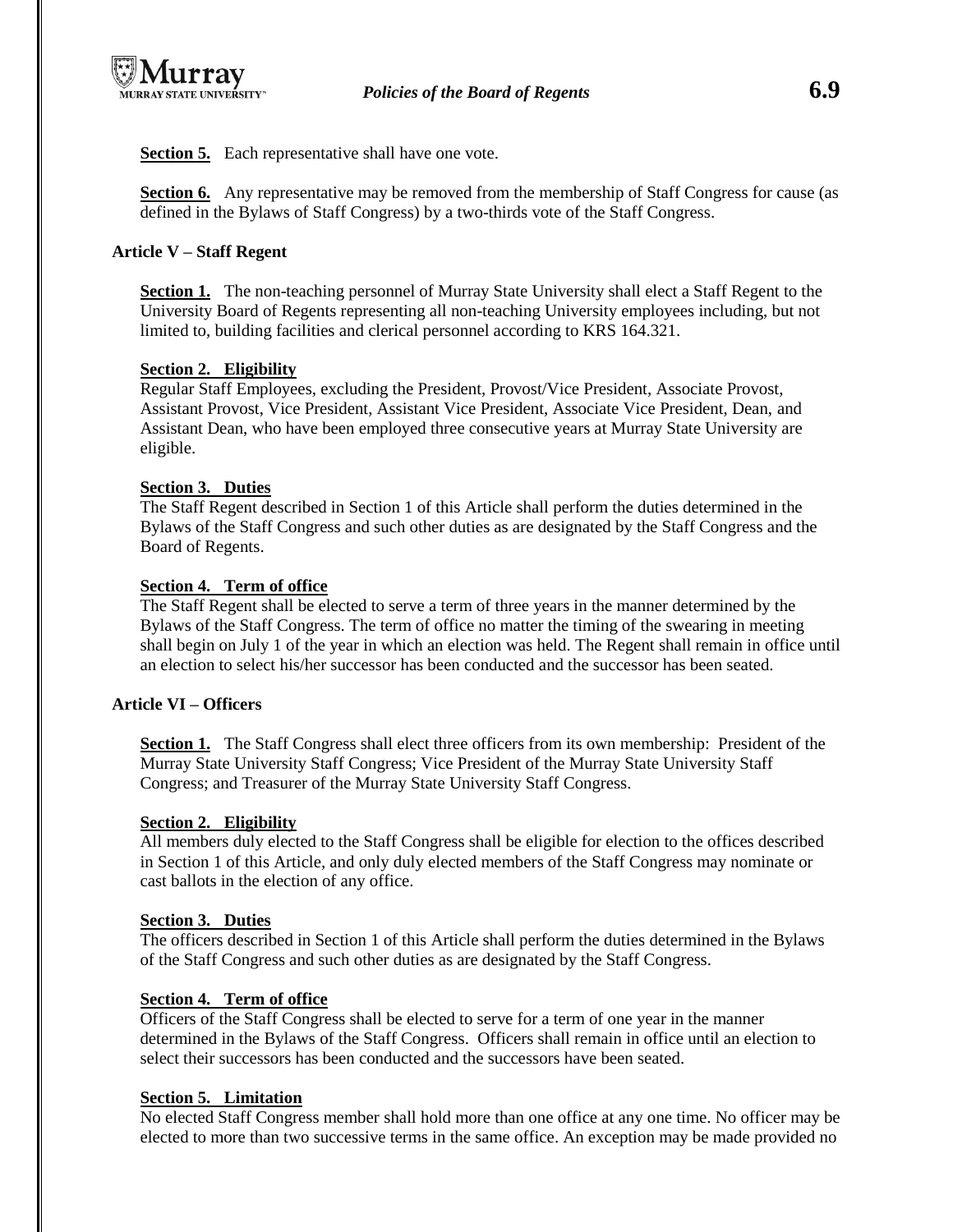**Section 5.** Each representative shall have one vote.

**Section 6.** Any representative may be removed from the membership of Staff Congress for cause (as defined in the Bylaws of Staff Congress) by a two-thirds vote of the Staff Congress.

## Article V – Staff Regent

**Section 1.** The non-teaching personnel of Murray State University shall elect a Staff Regent to the University Board of Regents representing all non-teaching University employees including, but not limited to, building facilities and clerical personnel according to KRS 164.321.

**Section 2. Eligibility**

Regular Staff Employees, excluding the President, Provost/Vice President, Associate Provost, Assistant Provost, Vice President, Assistant Vice President, Associate Vice President, Dean, and Assistant Dean, who have been employed three consecutive years at Murray State University are eligible.

**Section 3. Duties**

The Staff Regent described in Section 1 of this Article shall perform the duties determined in the Bylaws of the Staff Congress and such other duties as are designated by the Staff Congress and the Board of Regents.

**Section 4. Term of office**

The Staff Regent shall be elected to serve a term of three years in the manner determined by the Bylaws of the Staff Congress. The term of office no matter the timing of the swearing in meeting shall begin on July 1 of the year in which an election was held. The Regent shall remain in office until an election to select his/her successor has been conducted and the successor has been seated.

## Article VI – Officers

**Section 1.** The Staff Congress shall elect three officers from its own membership: President of the Murray State University Staff Congress; Vice President of the Murray State University Staff Congress; and Treasurer of the Murray State University Staff Congress.

**Section 2. Eligibility**

All members duly elected to the Staff Congress shall be eligible for election to the offices described in Section 1 of this Article, and only duly elected members of the Staff Congress may nominate or cast ballots in the election of any office.

**Section 3. Duties**

The officers described in Section 1 of this Article shall perform the duties determined in the Bylaws of the Staff Congress and such other duties as are designated by the Staff Congress.

**Section 4. Term of office**

Officers of the Staff Congress shall be elected to serve for a term of one year in the manner determined in the Bylaws of the Staff Congress. Officers shall remain in office until an election to select their successors has been conducted and the successors have been seated.

**Section 5. Limitation**

No elected Staff Congress member shall hold more than one office at any one time. No officer may be elected to more than two successive terms in the same office. An exception may be made provided no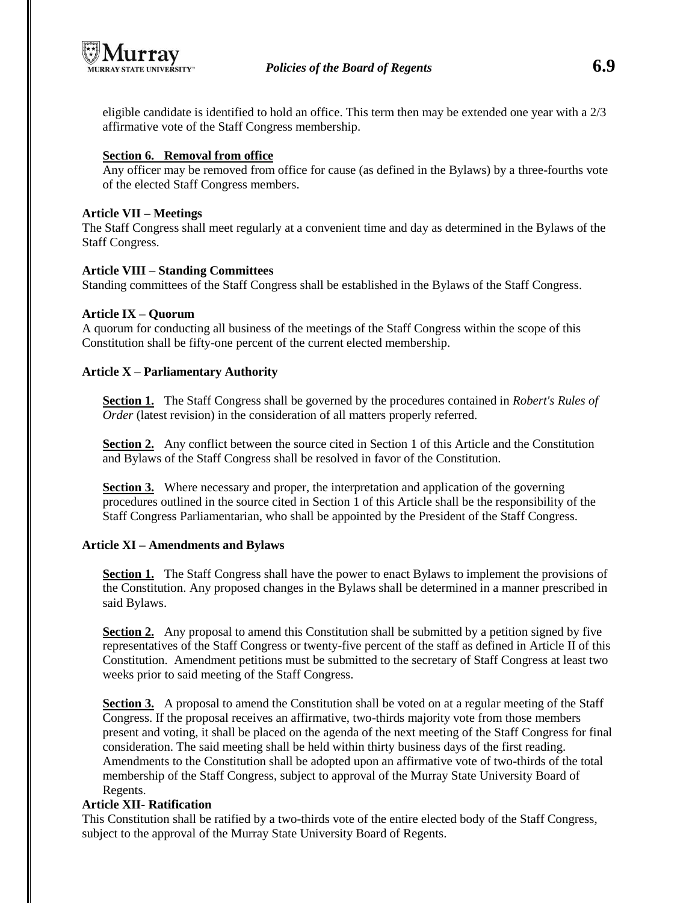eligible candidate is identified to hold an office. This term then may be extended one year with a 2/3 affirmative vote of the Staff Congress membership.

**Section 6. Removal from office**

Any officer may be removed from office for cause (as defined in the Bylaws) by a three-fourths vote of the elected Staff Congress members.

**Article VII – Meetings**

The Staff Congress shall meet regularly at a convenient time and day as determined in the Bylaws of the Staff Congress.

**Article VIII – Standing Committees**

Standing committees of the Staff Congress shall be established in the Bylaws of the Staff Congress.

**Article IX – Quorum**

A quorum for conducting all business of the meetings of the Staff Congress within the scope of this Constitution shall be fifty-one percent of the current elected membership.

**Article X – Parliamentary Authority**

**Section 1.** The Staff Congress shall be governed by the procedures contained in *Robert's Rules of Order* (latest revision) in the consideration of all matters properly referred.

**Section 2.** Any conflict between the source cited in Section 1 of this Article and the Constitution and Bylaws of the Staff Congress shall be resolved in favor of the Constitution.

**Section 3.** Where necessary and proper, the interpretation and application of the governing procedures outlined in the source cited in Section 1 of this Article shall be the responsibility of the Staff Congress Parliamentarian, who shall be appointed by the President of the Staff Congress.

**Article XI – Amendments and Bylaws**

**Section 1.** The Staff Congress shall have the power to enact Bylaws to implement the provisions of the Constitution. Any proposed changes in the Bylaws shall be determined in a manner prescribed in said Bylaws.

**Section 2.** Any proposal to amend this Constitution shall be submitted by a petition signed by five representatives of the Staff Congress or twenty-five percent of the staff as defined in Article II of this Constitution. Amendment petitions must be submitted to the secretary of Staff Congress at least two weeks prior to said meeting of the Staff Congress.

**Section 3.** A proposal to amend the Constitution shall be voted on at a regular meeting of the Staff Congress. If the proposal receives an affirmative, two-thirds majority vote from those members present and voting, it shall be placed on the agenda of the next meeting of the Staff Congress for final consideration. The said meeting shall be held within thirty business days of the first reading. Amendments to the Constitution shall be adopted upon an affirmative vote of two-thirds of the total membership of the Staff Congress, subject to approval of the Murray State University Board of Regents.

**Article XII- Ratification**

This Constitution shall be ratified by a two-thirds vote of the entire elected body of the Staff Congress, subject to the approval of the Murray State University Board of Regents.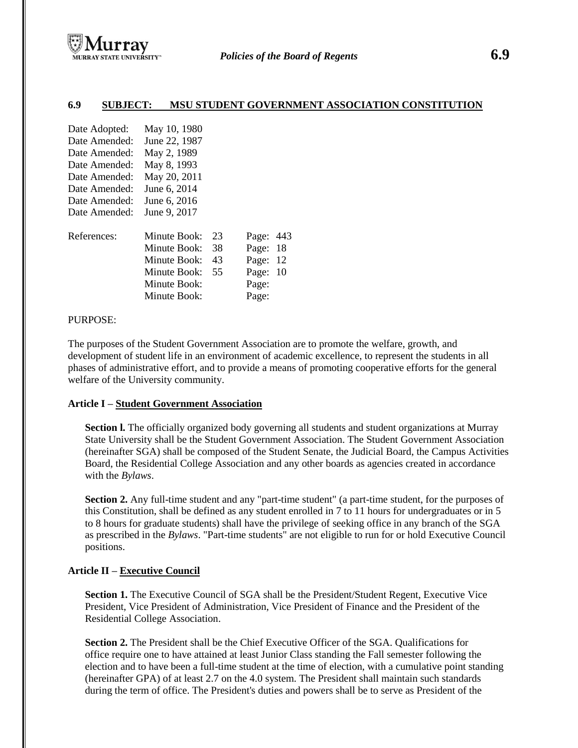## 6.9 SUBJECT: MSU STUDENT GOVERNMENT ASSOCIATION CONSTITUTION

Date Adopted: May 10, 1980
Date Amended: June 22, 1987
Date Amended: May 2, 1989
Date Amended: May 8, 1993
Date Amended: May 20, 2011
Date Amended: June 6, 2014
Date Amended: June 6, 2016
Date Amended: June 9, 2017

| References: | | | |
|---|---|---|---|
| | Minute Book: 23 | Page: 443 | |
| | Minute Book: 38 | Page: 18 | |
| | Minute Book: 43 | Page: 12 | |
| | Minute Book: 55 | Page: 10 | |
| | Minute Book: | Page: | |
| | Minute Book: | Page: | |

PURPOSE:

The purposes of the Student Government Association are to promote the welfare, growth, and development of student life in an environment of academic excellence, to represent the students in all phases of administrative effort, and to provide a means of promoting cooperative efforts for the general welfare of the University community.

### Article I – Student Government Association

**Section l.** The officially organized body governing all students and student organizations at Murray State University shall be the Student Government Association. The Student Government Association (hereinafter SGA) shall be composed of the Student Senate, the Judicial Board, the Campus Activities Board, the Residential College Association and any other boards as agencies created in accordance with the *Bylaws*.

**Section 2.** Any full-time student and any "part-time student" (a part-time student, for the purposes of this Constitution, shall be defined as any student enrolled in 7 to 11 hours for undergraduates or in 5 to 8 hours for graduate students) shall have the privilege of seeking office in any branch of the SGA as prescribed in the *Bylaws*. "Part-time students" are not eligible to run for or hold Executive Council positions.

### Article II – Executive Council

**Section 1.** The Executive Council of SGA shall be the President/Student Regent, Executive Vice President, Vice President of Administration, Vice President of Finance and the President of the Residential College Association.

**Section 2.** The President shall be the Chief Executive Officer of the SGA. Qualifications for office require one to have attained at least Junior Class standing the Fall semester following the election and to have been a full-time student at the time of election, with a cumulative point standing (hereinafter GPA) of at least 2.7 on the 4.0 system. The President shall maintain such standards during the term of office. The President's duties and powers shall be to serve as President of the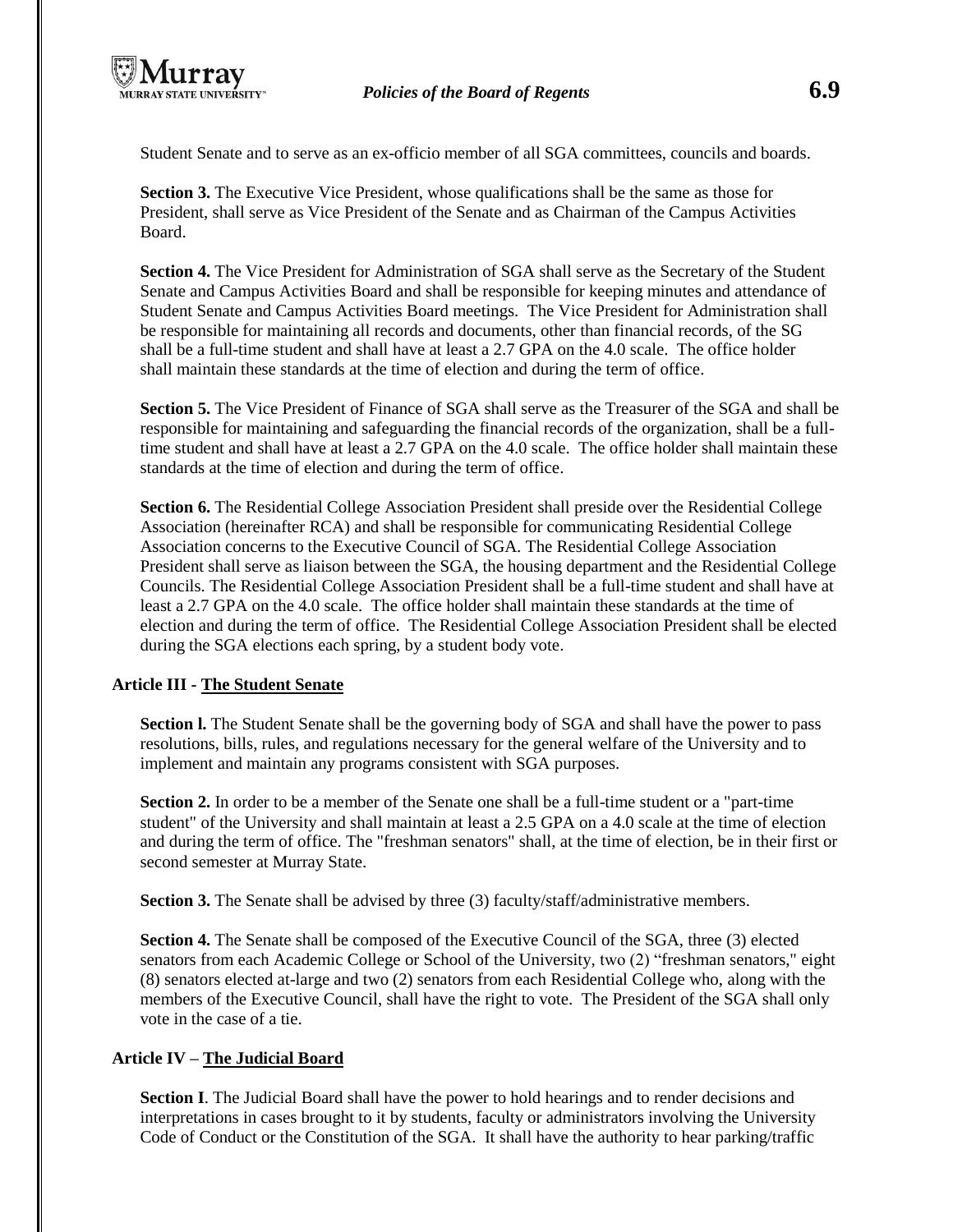Student Senate and to serve as an ex-officio member of all SGA committees, councils and boards.

**Section 3.** The Executive Vice President, whose qualifications shall be the same as those for President, shall serve as Vice President of the Senate and as Chairman of the Campus Activities Board.

**Section 4.** The Vice President for Administration of SGA shall serve as the Secretary of the Student Senate and Campus Activities Board and shall be responsible for keeping minutes and attendance of Student Senate and Campus Activities Board meetings. The Vice President for Administration shall be responsible for maintaining all records and documents, other than financial records, of the SG shall be a full-time student and shall have at least a 2.7 GPA on the 4.0 scale. The office holder shall maintain these standards at the time of election and during the term of office.

**Section 5.** The Vice President of Finance of SGA shall serve as the Treasurer of the SGA and shall be responsible for maintaining and safeguarding the financial records of the organization, shall be a full-time student and shall have at least a 2.7 GPA on the 4.0 scale. The office holder shall maintain these standards at the time of election and during the term of office.

**Section 6.** The Residential College Association President shall preside over the Residential College Association (hereinafter RCA) and shall be responsible for communicating Residential College Association concerns to the Executive Council of SGA. The Residential College Association President shall serve as liaison between the SGA, the housing department and the Residential College Councils. The Residential College Association President shall be a full-time student and shall have at least a 2.7 GPA on the 4.0 scale. The office holder shall maintain these standards at the time of election and during the term of office. The Residential College Association President shall be elected during the SGA elections each spring, by a student body vote.

**Article III - <u>The Student Senate</u>**

**Section l.** The Student Senate shall be the governing body of SGA and shall have the power to pass resolutions, bills, rules, and regulations necessary for the general welfare of the University and to implement and maintain any programs consistent with SGA purposes.

**Section 2.** In order to be a member of the Senate one shall be a full-time student or a "part-time student" of the University and shall maintain at least a 2.5 GPA on a 4.0 scale at the time of election and during the term of office. The "freshman senators" shall, at the time of election, be in their first or second semester at Murray State.

**Section 3.** The Senate shall be advised by three (3) faculty/staff/administrative members.

**Section 4.** The Senate shall be composed of the Executive Council of the SGA, three (3) elected senators from each Academic College or School of the University, two (2) "freshman senators," eight (8) senators elected at-large and two (2) senators from each Residential College who, along with the members of the Executive Council, shall have the right to vote. The President of the SGA shall only vote in the case of a tie.

**Article IV – <u>The Judicial Board</u>**

**Section I**. The Judicial Board shall have the power to hold hearings and to render decisions and interpretations in cases brought to it by students, faculty or administrators involving the University Code of Conduct or the Constitution of the SGA. It shall have the authority to hear parking/traffic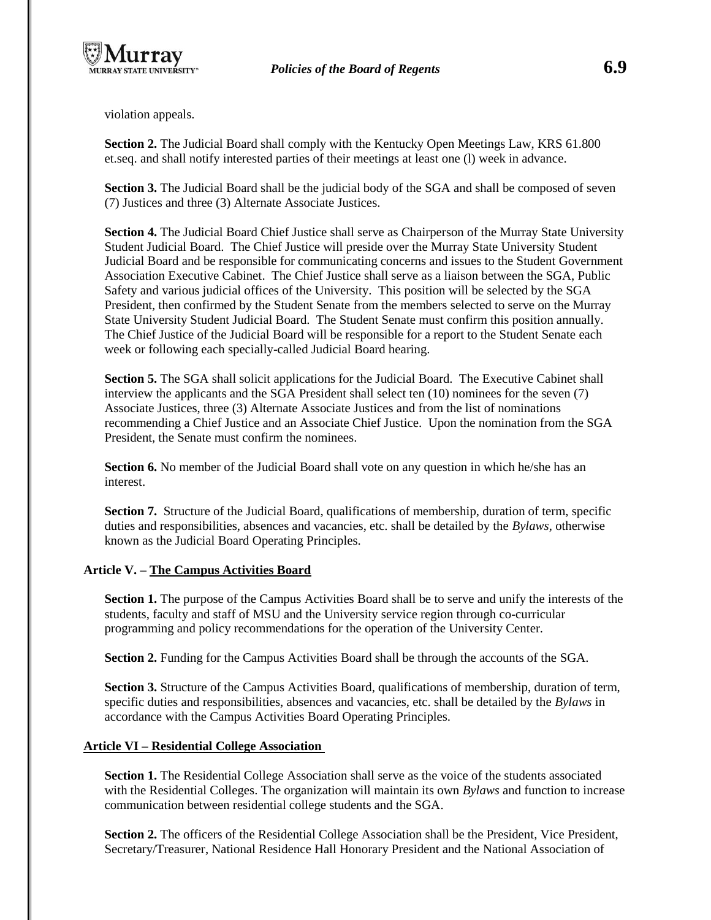violation appeals.

**Section 2.** The Judicial Board shall comply with the Kentucky Open Meetings Law, KRS 61.800 et.seq. and shall notify interested parties of their meetings at least one (l) week in advance.

**Section 3.** The Judicial Board shall be the judicial body of the SGA and shall be composed of seven (7) Justices and three (3) Alternate Associate Justices.

**Section 4.** The Judicial Board Chief Justice shall serve as Chairperson of the Murray State University Student Judicial Board. The Chief Justice will preside over the Murray State University Student Judicial Board and be responsible for communicating concerns and issues to the Student Government Association Executive Cabinet. The Chief Justice shall serve as a liaison between the SGA, Public Safety and various judicial offices of the University. This position will be selected by the SGA President, then confirmed by the Student Senate from the members selected to serve on the Murray State University Student Judicial Board. The Student Senate must confirm this position annually. The Chief Justice of the Judicial Board will be responsible for a report to the Student Senate each week or following each specially-called Judicial Board hearing.

**Section 5.** The SGA shall solicit applications for the Judicial Board. The Executive Cabinet shall interview the applicants and the SGA President shall select ten (10) nominees for the seven (7) Associate Justices, three (3) Alternate Associate Justices and from the list of nominations recommending a Chief Justice and an Associate Chief Justice. Upon the nomination from the SGA President, the Senate must confirm the nominees.

**Section 6.** No member of the Judicial Board shall vote on any question in which he/she has an interest.

**Section 7.** Structure of the Judicial Board, qualifications of membership, duration of term, specific duties and responsibilities, absences and vacancies, etc. shall be detailed by the *Bylaws*, otherwise known as the Judicial Board Operating Principles.

### Article V. – The Campus Activities Board

**Section 1.** The purpose of the Campus Activities Board shall be to serve and unify the interests of the students, faculty and staff of MSU and the University service region through co-curricular programming and policy recommendations for the operation of the University Center.

**Section 2.** Funding for the Campus Activities Board shall be through the accounts of the SGA.

**Section 3.** Structure of the Campus Activities Board, qualifications of membership, duration of term, specific duties and responsibilities, absences and vacancies, etc. shall be detailed by the *Bylaws* in accordance with the Campus Activities Board Operating Principles.

### Article VI – Residential College Association

**Section 1.** The Residential College Association shall serve as the voice of the students associated with the Residential Colleges. The organization will maintain its own *Bylaws* and function to increase communication between residential college students and the SGA.

**Section 2.** The officers of the Residential College Association shall be the President, Vice President, Secretary/Treasurer, National Residence Hall Honorary President and the National Association of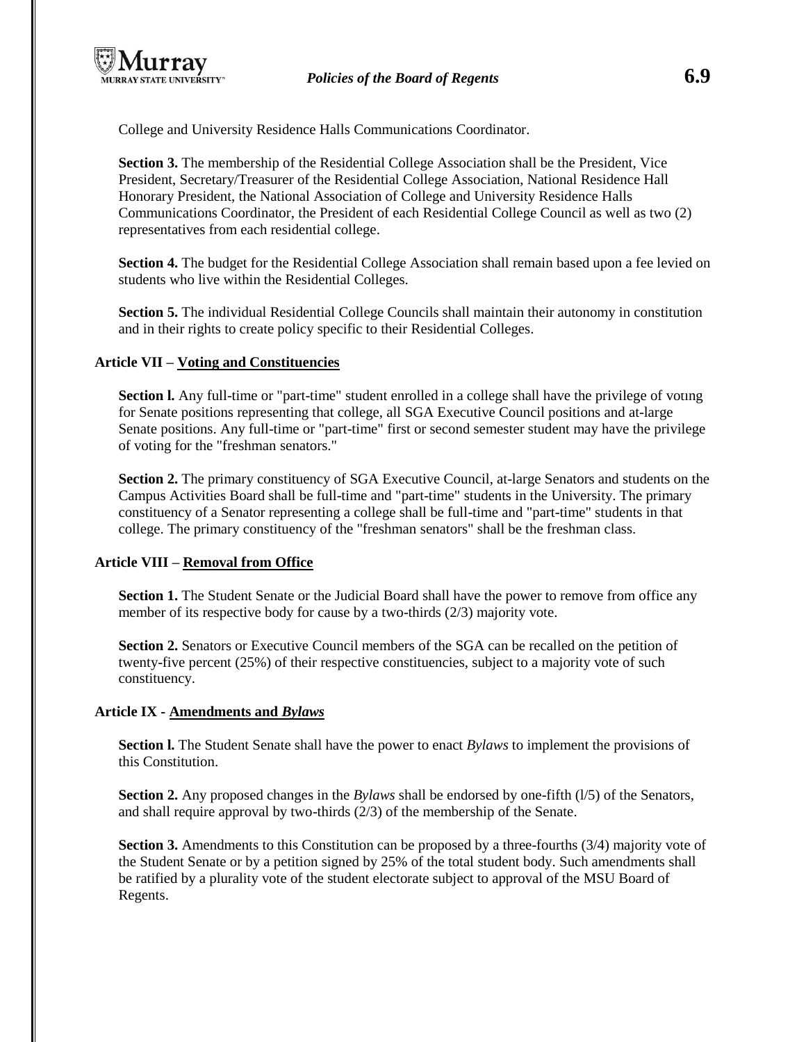College and University Residence Halls Communications Coordinator.

**Section 3.** The membership of the Residential College Association shall be the President, Vice President, Secretary/Treasurer of the Residential College Association, National Residence Hall Honorary President, the National Association of College and University Residence Halls Communications Coordinator, the President of each Residential College Council as well as two (2) representatives from each residential college.

**Section 4.** The budget for the Residential College Association shall remain based upon a fee levied on students who live within the Residential Colleges.

**Section 5.** The individual Residential College Councils shall maintain their autonomy in constitution and in their rights to create policy specific to their Residential Colleges.

### Article VII – Voting and Constituencies

**Section l.** Any full-time or "part-time" student enrolled in a college shall have the privilege of voting for Senate positions representing that college, all SGA Executive Council positions and at-large Senate positions. Any full-time or "part-time" first or second semester student may have the privilege of voting for the "freshman senators."

**Section 2.** The primary constituency of SGA Executive Council, at-large Senators and students on the Campus Activities Board shall be full-time and "part-time" students in the University. The primary constituency of a Senator representing a college shall be full-time and "part-time" students in that college. The primary constituency of the "freshman senators" shall be the freshman class.

### Article VIII – Removal from Office

**Section 1.** The Student Senate or the Judicial Board shall have the power to remove from office any member of its respective body for cause by a two-thirds (2/3) majority vote.

**Section 2.** Senators or Executive Council members of the SGA can be recalled on the petition of twenty-five percent (25%) of their respective constituencies, subject to a majority vote of such constituency.

### Article IX - Amendments and *Bylaws*

**Section l.** The Student Senate shall have the power to enact *Bylaws* to implement the provisions of this Constitution.

**Section 2.** Any proposed changes in the *Bylaws* shall be endorsed by one-fifth (l/5) of the Senators, and shall require approval by two-thirds (2/3) of the membership of the Senate.

**Section 3.** Amendments to this Constitution can be proposed by a three-fourths (3/4) majority vote of the Student Senate or by a petition signed by 25% of the total student body. Such amendments shall be ratified by a plurality vote of the student electorate subject to approval of the MSU Board of Regents.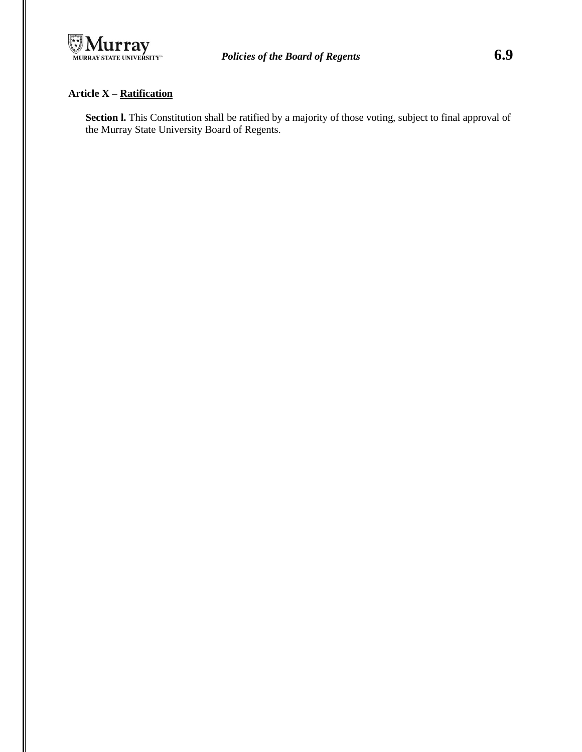**Article X – <u>Ratification</u>**

**Section l.** This Constitution shall be ratified by a majority of those voting, subject to final approval of the Murray State University Board of Regents.